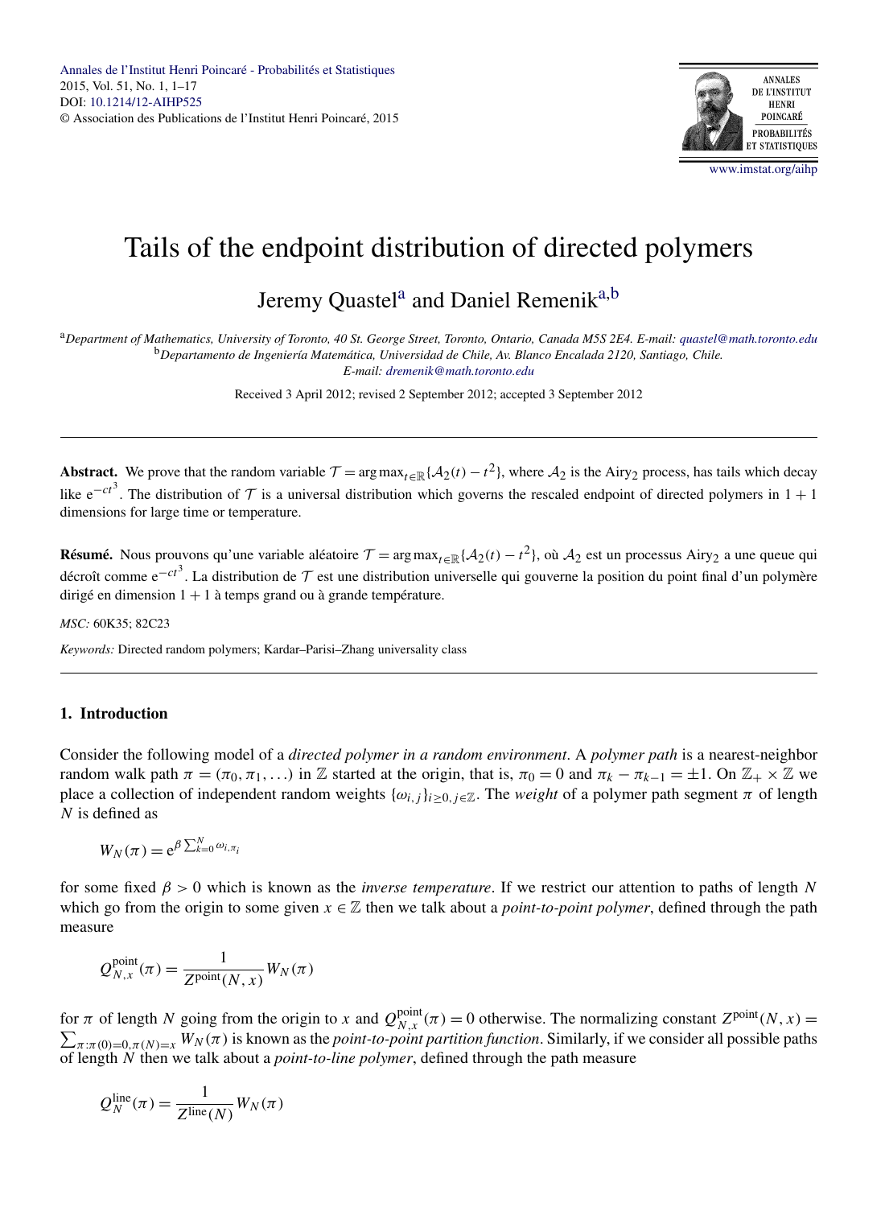# Tails of the endpoint distribution of directed polymers

Jeremy Quastel[a] and Daniel Remenik[a,b]

[a] *Department of Mathematics, University of Toronto, 40 St. George Street, Toronto, Ontario, Canada M5S 2E4. E-mail: quastel@math.toronto.edu*
[b] *Departamento de Ingeniería Matemática, Universidad de Chile, Av. Blanco Encalada 2120, Santiago, Chile. E-mail: dremenik@math.toronto.edu*

Received 3 April 2012; revised 2 September 2012; accepted 3 September 2012

**Abstract.** We prove that the random variable $\mathcal{T} = \arg\max_{t\in\mathbb{R}}\{\mathcal{A}_2(t) - t^2\}$, where $\mathcal{A}_2$ is the Airy$_2$ process, has tails which decay like $e^{-ct^3}$. The distribution of $\mathcal{T}$ is a universal distribution which governs the rescaled endpoint of directed polymers in $1+1$ dimensions for large time or temperature.

**Résumé.** Nous prouvons qu'une variable aléatoire $\mathcal{T} = \arg\max_{t\in\mathbb{R}}\{\mathcal{A}_2(t) - t^2\}$, où $\mathcal{A}_2$ est un processus Airy$_2$ a une queue qui décroît comme $e^{-ct^3}$. La distribution de $\mathcal{T}$ est une distribution universelle qui gouverne la position du point final d'un polymère dirigé en dimension $1+1$ à temps grand ou à grande température.

*MSC:* 60K35; 82C23

*Keywords:* Directed random polymers; Kardar–Parisi–Zhang universality class

## 1. Introduction

Consider the following model of a *directed polymer in a random environment*. A *polymer path* is a nearest-neighbor random walk path $\pi = (\pi_0, \pi_1, \dots)$ in $\mathbb{Z}$ started at the origin, that is, $\pi_0 = 0$ and $\pi_k - \pi_{k-1} = \pm 1$. On $\mathbb{Z}_+ \times \mathbb{Z}$ we place a collection of independent random weights $\{\omega_{i,j}\}_{i\geq 0, j\in\mathbb{Z}}$. The *weight* of a polymer path segment $\pi$ of length $N$ is defined as

$$W_N(\pi) = e^{\beta\sum_{k=0}^{N}\omega_{i,\pi_i}}$$

for some fixed $\beta > 0$ which is known as the *inverse temperature*. If we restrict our attention to paths of length $N$ which go from the origin to some given $x \in \mathbb{Z}$ then we talk about a *point-to-point polymer*, defined through the path measure

$$Q^{\text{point}}_{N,x}(\pi) = \frac{1}{Z^{\text{point}}(N,x)}W_N(\pi)$$

for $\pi$ of length $N$ going from the origin to $x$ and $Q^{\text{point}}_{N,x}(\pi) = 0$ otherwise. The normalizing constant $Z^{\text{point}}(N,x) = \sum_{\pi:\pi(0)=0,\pi(N)=x} W_N(\pi)$ is known as the *point-to-point partition function*. Similarly, if we consider all possible paths of length $N$ then we talk about a *point-to-line polymer*, defined through the path measure

$$Q^{\text{line}}_N(\pi) = \frac{1}{Z^{\text{line}}(N)}W_N(\pi)$$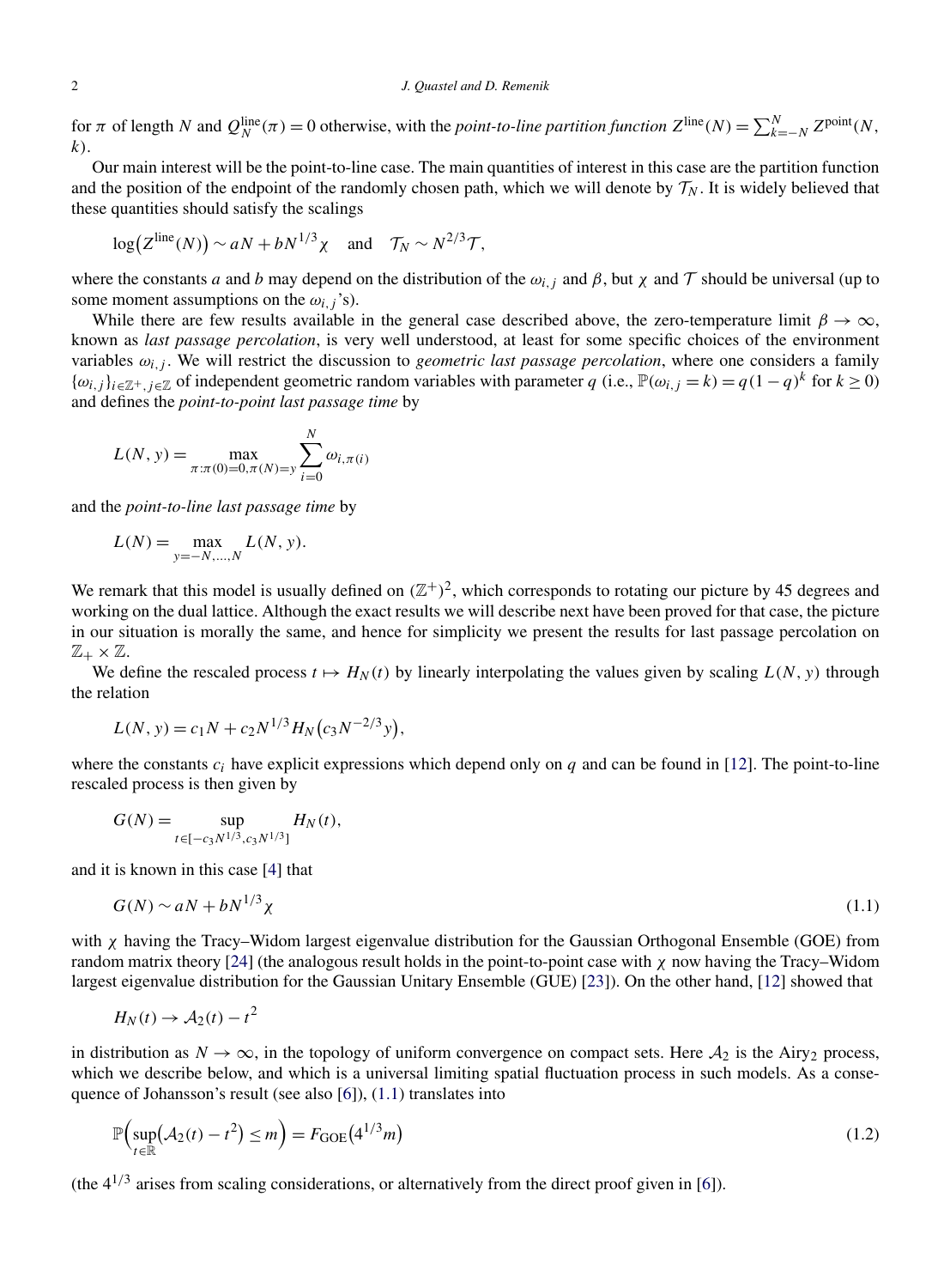for $\pi$ of length $N$ and $Q_N^{\text{line}}(\pi) = 0$ otherwise, with the *point-to-line partition function* $Z^{\text{line}}(N) = \sum_{k=-N}^{N} Z^{\text{point}}(N, k)$.

Our main interest will be the point-to-line case. The main quantities of interest in this case are the partition function and the position of the endpoint of the randomly chosen path, which we will denote by $\mathcal{T}_N$. It is widely believed that these quantities should satisfy the scalings

$$\log\bigl(Z^{\text{line}}(N)\bigr) \sim aN + bN^{1/3}\chi \quad \text{and} \quad \mathcal{T}_N \sim N^{2/3}\mathcal{T},$$

where the constants $a$ and $b$ may depend on the distribution of the $\omega_{i,j}$ and $\beta$, but $\chi$ and $\mathcal{T}$ should be universal (up to some moment assumptions on the $\omega_{i,j}$'s).

While there are few results available in the general case described above, the zero-temperature limit $\beta \to \infty$, known as *last passage percolation*, is very well understood, at least for some specific choices of the environment variables $\omega_{i,j}$. We will restrict the discussion to *geometric last passage percolation*, where one considers a family $\{\omega_{i,j}\}_{i\in\mathbb{Z}^+, j\in\mathbb{Z}}$ of independent geometric random variables with parameter $q$ (i.e., $\mathbb{P}(\omega_{i,j} = k) = q(1-q)^k$ for $k \geq 0$) and defines the *point-to-point last passage time* by

$$L(N, y) = \max_{\pi:\pi(0)=0,\pi(N)=y} \sum_{i=0}^{N} \omega_{i,\pi(i)}$$

and the *point-to-line last passage time* by

$$L(N) = \max_{y=-N,\dots,N} L(N, y).$$

We remark that this model is usually defined on $(\mathbb{Z}^+)^2$, which corresponds to rotating our picture by 45 degrees and working on the dual lattice. Although the exact results we will describe next have been proved for that case, the picture in our situation is morally the same, and hence for simplicity we present the results for last passage percolation on $\mathbb{Z}_+ \times \mathbb{Z}$.

We define the rescaled process $t \mapsto H_N(t)$ by linearly interpolating the values given by scaling $L(N, y)$ through the relation

$$L(N, y) = c_1 N + c_2 N^{1/3} H_N\bigl(c_3 N^{-2/3} y\bigr),$$

where the constants $c_i$ have explicit expressions which depend only on $q$ and can be found in [12]. The point-to-line rescaled process is then given by

$$G(N) = \sup_{t\in[-c_3 N^{1/3}, c_3 N^{1/3}]} H_N(t),$$

and it is known in this case [4] that

$$G(N) \sim aN + bN^{1/3}\chi \tag{1.1}$$

with $\chi$ having the Tracy–Widom largest eigenvalue distribution for the Gaussian Orthogonal Ensemble (GOE) from random matrix theory [24] (the analogous result holds in the point-to-point case with $\chi$ now having the Tracy–Widom largest eigenvalue distribution for the Gaussian Unitary Ensemble (GUE) [23]). On the other hand, [12] showed that

$$H_N(t) \to \mathcal{A}_2(t) - t^2$$

in distribution as $N \to \infty$, in the topology of uniform convergence on compact sets. Here $\mathcal{A}_2$ is the Airy$_2$ process, which we describe below, and which is a universal limiting spatial fluctuation process in such models. As a consequence of Johansson's result (see also [6]), (1.1) translates into

$$\mathbb{P}\Bigl(\sup_{t\in\mathbb{R}}\bigl(\mathcal{A}_2(t) - t^2\bigr) \leq m\Bigr) = F_{\text{GOE}}\bigl(4^{1/3} m\bigr) \tag{1.2}$$

(the $4^{1/3}$ arises from scaling considerations, or alternatively from the direct proof given in [6]).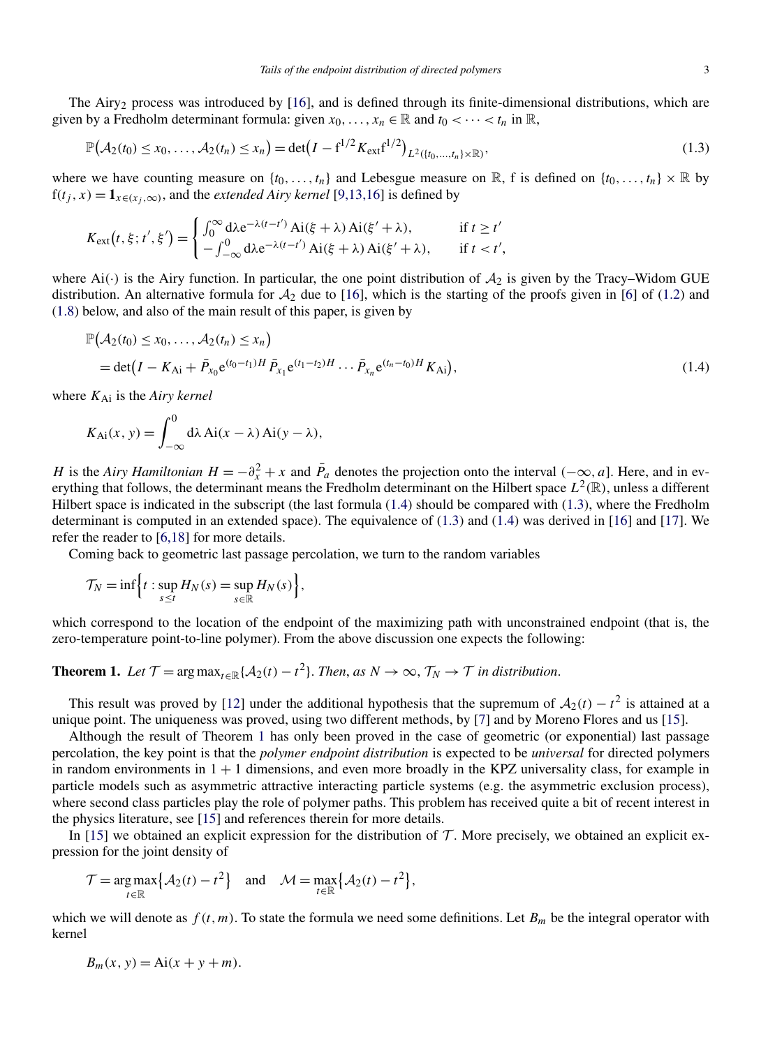The Airy$_2$ process was introduced by [16], and is defined through its finite-dimensional distributions, which are given by a Fredholm determinant formula: given $x_0, \dots, x_n \in \mathbb{R}$ and $t_0 < \cdots < t_n$ in $\mathbb{R}$,

$$\mathbb{P}\big(\mathcal{A}_2(t_0) \le x_0, \dots, \mathcal{A}_2(t_n) \le x_n\big) = \det\big(I - \mathrm{f}^{1/2} K_{\mathrm{ext}} \mathrm{f}^{1/2}\big)_{L^2(\{t_0,\dots,t_n\}\times\mathbb{R})}, \tag{1.3}$$

where we have counting measure on $\{t_0, \dots, t_n\}$ and Lebesgue measure on $\mathbb{R}$, f is defined on $\{t_0, \dots, t_n\} \times \mathbb{R}$ by $\mathrm{f}(t_j, x) = \mathbf{1}_{x \in (x_j, \infty)}$, and the *extended Airy kernel* [9,13,16] is defined by

$$K_{\mathrm{ext}}\big(t, \xi; t', \xi'\big) = \begin{cases} \int_0^\infty \mathrm{d}\lambda \, \mathrm{e}^{-\lambda(t-t')} \operatorname{Ai}(\xi + \lambda) \operatorname{Ai}(\xi' + \lambda), & \text{if } t \ge t' \\ -\int_{-\infty}^0 \mathrm{d}\lambda \, \mathrm{e}^{-\lambda(t-t')} \operatorname{Ai}(\xi + \lambda) \operatorname{Ai}(\xi' + \lambda), & \text{if } t < t', \end{cases}$$

where $\operatorname{Ai}(\cdot)$ is the Airy function. In particular, the one point distribution of $\mathcal{A}_2$ is given by the Tracy–Widom GUE distribution. An alternative formula for $\mathcal{A}_2$ due to [16], which is the starting of the proofs given in [6] of (1.2) and (1.8) below, and also of the main result of this paper, is given by

$$\begin{aligned} &\mathbb{P}\big(\mathcal{A}_2(t_0) \le x_0, \dots, \mathcal{A}_2(t_n) \le x_n\big) \\ &\quad = \det\big(I - K_{\mathrm{Ai}} + \bar{P}_{x_0} \mathrm{e}^{(t_0 - t_1)H} \bar{P}_{x_1} \mathrm{e}^{(t_1 - t_2)H} \cdots \bar{P}_{x_n} \mathrm{e}^{(t_n - t_0)H} K_{\mathrm{Ai}}\big), \end{aligned} \tag{1.4}$$

where $K_{\mathrm{Ai}}$ is the *Airy kernel*

$$K_{\mathrm{Ai}}(x, y) = \int_{-\infty}^0 \mathrm{d}\lambda \operatorname{Ai}(x - \lambda) \operatorname{Ai}(y - \lambda),$$

$H$ is the *Airy Hamiltonian* $H = -\partial_x^2 + x$ and $\bar{P}_a$ denotes the projection onto the interval $(-\infty, a]$. Here, and in everything that follows, the determinant means the Fredholm determinant on the Hilbert space $L^2(\mathbb{R})$, unless a different Hilbert space is indicated in the subscript (the last formula (1.4) should be compared with (1.3), where the Fredholm determinant is computed in an extended space). The equivalence of (1.3) and (1.4) was derived in [16] and [17]. We refer the reader to [6,18] for more details.

Coming back to geometric last passage percolation, we turn to the random variables

$$\mathcal{T}_N = \inf\Big\{t : \sup_{s \le t} H_N(s) = \sup_{s \in \mathbb{R}} H_N(s)\Big\},$$

which correspond to the location of the endpoint of the maximizing path with unconstrained endpoint (that is, the zero-temperature point-to-line polymer). From the above discussion one expects the following:

**Theorem 1.** *Let $\mathcal{T} = \arg\max_{t \in \mathbb{R}} \{\mathcal{A}_2(t) - t^2\}$. Then, as $N \to \infty$, $\mathcal{T}_N \to \mathcal{T}$ in distribution.*

This result was proved by [12] under the additional hypothesis that the supremum of $\mathcal{A}_2(t) - t^2$ is attained at a unique point. The uniqueness was proved, using two different methods, by [7] and by Moreno Flores and us [15].

Although the result of Theorem 1 has only been proved in the case of geometric (or exponential) last passage percolation, the key point is that the *polymer endpoint distribution* is expected to be *universal* for directed polymers in random environments in $1 + 1$ dimensions, and even more broadly in the KPZ universality class, for example in particle models such as asymmetric attractive interacting particle systems (e.g. the asymmetric exclusion process), where second class particles play the role of polymer paths. This problem has received quite a bit of recent interest in the physics literature, see [15] and references therein for more details.

In [15] we obtained an explicit expression for the distribution of $\mathcal{T}$. More precisely, we obtained an explicit expression for the joint density of

$$\mathcal{T} = \underset{t \in \mathbb{R}}{\arg\max}\big\{\mathcal{A}_2(t) - t^2\big\} \quad \text{and} \quad \mathcal{M} = \max_{t \in \mathbb{R}}\big\{\mathcal{A}_2(t) - t^2\big\},$$

which we will denote as $f(t, m)$. To state the formula we need some definitions. Let $B_m$ be the integral operator with kernel

$$B_m(x, y) = \operatorname{Ai}(x + y + m).$$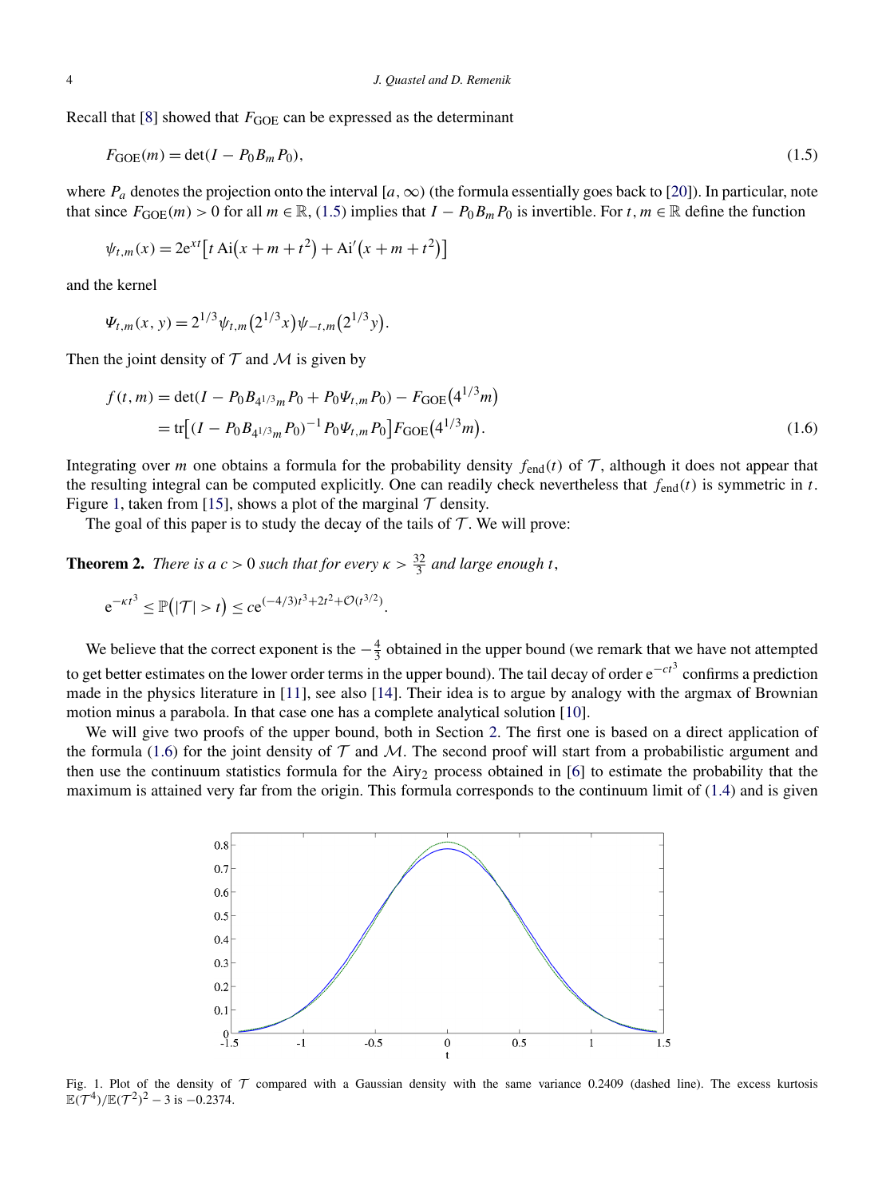Recall that [8] showed that $F_{\mathrm{GOE}}$ can be expressed as the determinant

$$F_{\mathrm{GOE}}(m) = \det(I - P_0 B_m P_0), \tag{1.5}$$

where $P_a$ denotes the projection onto the interval $[a, \infty)$ (the formula essentially goes back to [20]). In particular, note that since $F_{\mathrm{GOE}}(m) > 0$ for all $m \in \mathbb{R}$, (1.5) implies that $I - P_0 B_m P_0$ is invertible. For $t, m \in \mathbb{R}$ define the function

$$\psi_{t,m}(x) = 2\mathrm{e}^{xt}\left[t \operatorname{Ai}\left(x + m + t^2\right) + \operatorname{Ai}'\left(x + m + t^2\right)\right]$$

and the kernel

$$\Psi_{t,m}(x, y) = 2^{1/3}\psi_{t,m}\left(2^{1/3}x\right)\psi_{-t,m}\left(2^{1/3}y\right).$$

Then the joint density of $\mathcal{T}$ and $\mathcal{M}$ is given by

$$\begin{aligned} f(t, m) &= \det(I - P_0 B_{4^{1/3}m} P_0 + P_0 \Psi_{t,m} P_0) - F_{\mathrm{GOE}}\left(4^{1/3}m\right) \\ &= \operatorname{tr}\left[(I - P_0 B_{4^{1/3}m} P_0)^{-1} P_0 \Psi_{t,m} P_0\right] F_{\mathrm{GOE}}\left(4^{1/3}m\right). \end{aligned} \tag{1.6}$$

Integrating over $m$ one obtains a formula for the probability density $f_{\mathrm{end}}(t)$ of $\mathcal{T}$, although it does not appear that the resulting integral can be computed explicitly. One can readily check nevertheless that $f_{\mathrm{end}}(t)$ is symmetric in $t$. Figure 1, taken from [15], shows a plot of the marginal $\mathcal{T}$ density.

The goal of this paper is to study the decay of the tails of $\mathcal{T}$. We will prove:

**Theorem 2.** *There is a $c > 0$ such that for every $\kappa > \frac{32}{3}$ and large enough $t$,*

$$\mathrm{e}^{-\kappa t^3} \le \mathbb{P}\left(|\mathcal{T}| > t\right) \le c\mathrm{e}^{(-4/3)t^3 + 2t^2 + \mathcal{O}(t^{3/2})}.$$

We believe that the correct exponent is the $-\frac{4}{3}$ obtained in the upper bound (we remark that we have not attempted to get better estimates on the lower order terms in the upper bound). The tail decay of order $\mathrm{e}^{-ct^3}$ confirms a prediction made in the physics literature in [11], see also [14]. Their idea is to argue by analogy with the argmax of Brownian motion minus a parabola. In that case one has a complete analytical solution [10].

We will give two proofs of the upper bound, both in Section 2. The first one is based on a direct application of the formula (1.6) for the joint density of $\mathcal{T}$ and $\mathcal{M}$. The second proof will start from a probabilistic argument and then use the continuum statistics formula for the Airy$_2$ process obtained in [6] to estimate the probability that the maximum is attained very far from the origin. This formula corresponds to the continuum limit of (1.4) and is given

Fig. 1. Plot of the density of $\mathcal{T}$ compared with a Gaussian density with the same variance 0.2409 (dashed line). The excess kurtosis $\mathbb{E}(\mathcal{T}^4)/\mathbb{E}(\mathcal{T}^2)^2 - 3$ is $-0.2374$.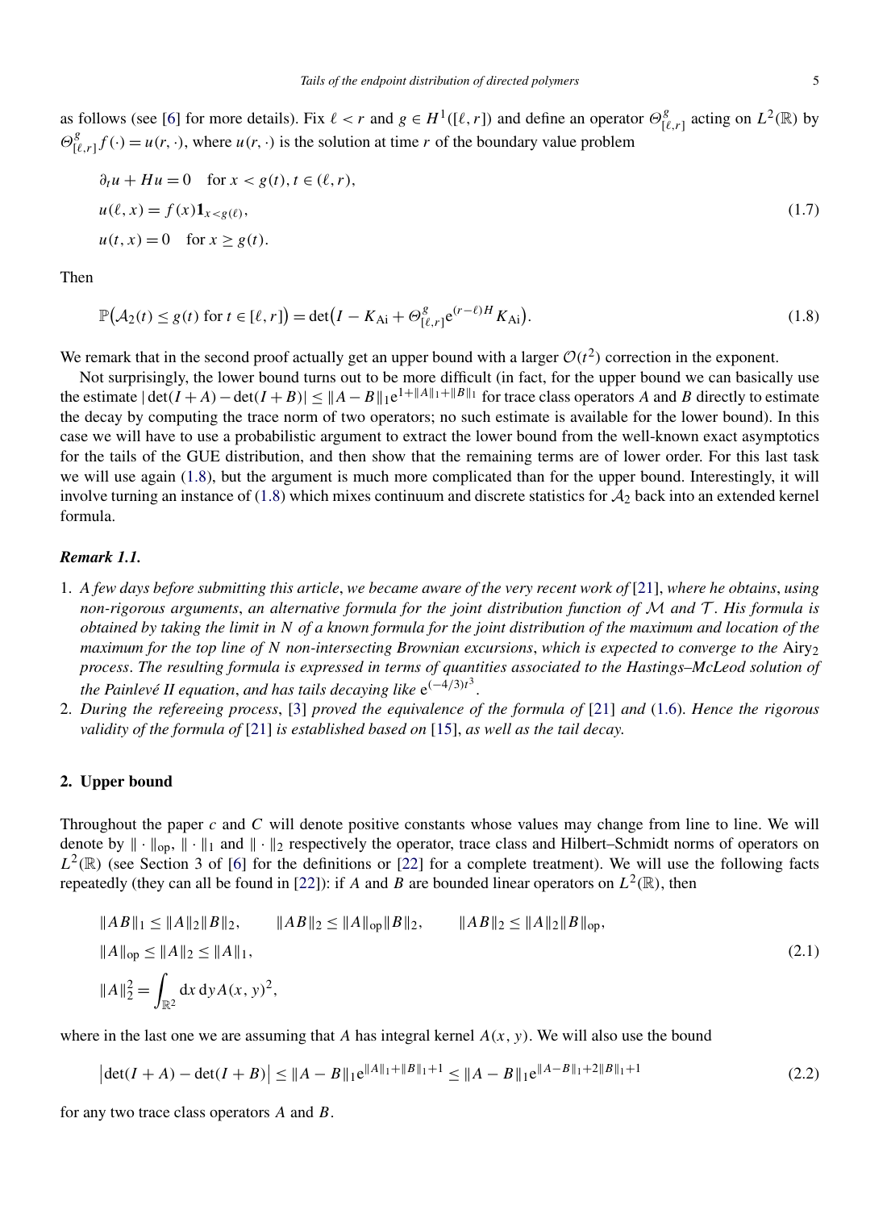as follows (see [6] for more details). Fix $\ell < r$ and $g \in H^1([\ell, r])$ and define an operator $\Theta^g_{[\ell,r]}$ acting on $L^2(\mathbb{R})$ by $\Theta^g_{[\ell,r]} f(\cdot) = u(r, \cdot)$, where $u(r, \cdot)$ is the solution at time $r$ of the boundary value problem

$$
\begin{aligned}
&\partial_t u + Hu = 0 \quad \text{for } x < g(t), t \in (\ell, r),\\
&u(\ell, x) = f(x)\mathbf{1}_{x<g(\ell)},\\
&u(t, x) = 0 \quad \text{for } x \geq g(t).
\end{aligned}
\tag{1.7}
$$

Then

$$
\mathbb{P}\big(\mathcal{A}_2(t) \leq g(t) \text{ for } t \in [\ell, r]\big) = \det\big(I - K_{\mathrm{Ai}} + \Theta^g_{[\ell,r]} e^{(r-\ell)H} K_{\mathrm{Ai}}\big).
\tag{1.8}
$$

We remark that in the second proof actually get an upper bound with a larger $\mathcal{O}(t^2)$ correction in the exponent.

Not surprisingly, the lower bound turns out to be more difficult (in fact, for the upper bound we can basically use the estimate $|\det(I + A) - \det(I + B)| \leq \|A - B\|_1 e^{1+\|A\|_1+\|B\|_1}$ for trace class operators $A$ and $B$ directly to estimate the decay by computing the trace norm of two operators; no such estimate is available for the lower bound). In this case we will have to use a probabilistic argument to extract the lower bound from the well-known exact asymptotics for the tails of the GUE distribution, and then show that the remaining terms are of lower order. For this last task we will use again (1.8), but the argument is much more complicated than for the upper bound. Interestingly, it will involve turning an instance of (1.8) which mixes continuum and discrete statistics for $\mathcal{A}_2$ back into an extended kernel formula.

***Remark 1.1.***

1. *A few days before submitting this article, we became aware of the very recent work of* [21], *where he obtains, using non-rigorous arguments, an alternative formula for the joint distribution function of $\mathcal{M}$ and $\mathcal{T}$. His formula is obtained by taking the limit in $N$ of a known formula for the joint distribution of the maximum and location of the maximum for the top line of $N$ non-intersecting Brownian excursions, which is expected to converge to the* Airy$_2$ *process. The resulting formula is expressed in terms of quantities associated to the Hastings–McLeod solution of the Painlevé II equation, and has tails decaying like* $e^{(-4/3)t^3}$.
2. *During the refereeing process,* [3] *proved the equivalence of the formula of* [21] *and* (1.6). *Hence the rigorous validity of the formula of* [21] *is established based on* [15], *as well as the tail decay.*

## 2. Upper bound

Throughout the paper $c$ and $C$ will denote positive constants whose values may change from line to line. We will denote by $\|\cdot\|_{\mathrm{op}}$, $\|\cdot\|_1$ and $\|\cdot\|_2$ respectively the operator, trace class and Hilbert–Schmidt norms of operators on $L^2(\mathbb{R})$ (see Section 3 of [6] for the definitions or [22] for a complete treatment). We will use the following facts repeatedly (they can all be found in [22]): if $A$ and $B$ are bounded linear operators on $L^2(\mathbb{R})$, then

$$
\begin{aligned}
&\|AB\|_1 \leq \|A\|_2\|B\|_2, \qquad \|AB\|_2 \leq \|A\|_{\mathrm{op}}\|B\|_2, \qquad \|AB\|_2 \leq \|A\|_2\|B\|_{\mathrm{op}},\\
&\|A\|_{\mathrm{op}} \leq \|A\|_2 \leq \|A\|_1,\\
&\|A\|_2^2 = \int_{\mathbb{R}^2} dx\, dy\, A(x, y)^2,
\end{aligned}
\tag{2.1}
$$

where in the last one we are assuming that $A$ has integral kernel $A(x, y)$. We will also use the bound

$$
\big|\det(I + A) - \det(I + B)\big| \leq \|A - B\|_1 e^{\|A\|_1+\|B\|_1+1} \leq \|A - B\|_1 e^{\|A-B\|_1+2\|B\|_1+1}
\tag{2.2}
$$

for any two trace class operators $A$ and $B$.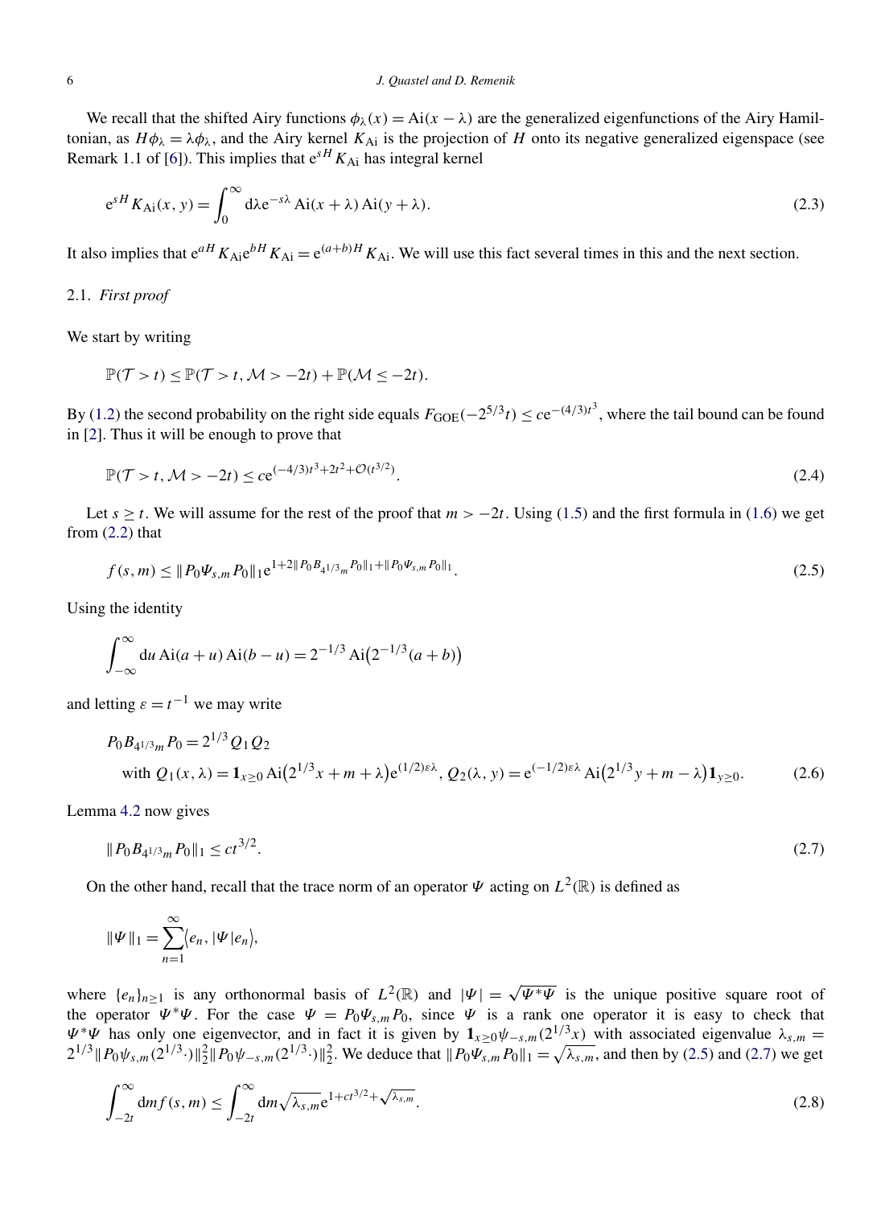We recall that the shifted Airy functions $\phi_\lambda(x) = \mathrm{Ai}(x - \lambda)$ are the generalized eigenfunctions of the Airy Hamiltonian, as $H\phi_\lambda = \lambda\phi_\lambda$, and the Airy kernel $K_{\mathrm{Ai}}$ is the projection of $H$ onto its negative generalized eigenspace (see Remark 1.1 of [6]). This implies that $\mathrm{e}^{sH} K_{\mathrm{Ai}}$ has integral kernel

$$\mathrm{e}^{sH} K_{\mathrm{Ai}}(x, y) = \int_0^\infty \mathrm{d}\lambda \mathrm{e}^{-s\lambda} \mathrm{Ai}(x + \lambda) \mathrm{Ai}(y + \lambda). \tag{2.3}$$

It also implies that $\mathrm{e}^{aH} K_{\mathrm{Ai}} \mathrm{e}^{bH} K_{\mathrm{Ai}} = \mathrm{e}^{(a+b)H} K_{\mathrm{Ai}}$. We will use this fact several times in this and the next section.

### 2.1. *First proof*

We start by writing

$$\mathbb{P}(\mathcal{T} > t) \le \mathbb{P}(\mathcal{T} > t, \mathcal{M} > -2t) + \mathbb{P}(\mathcal{M} \le -2t).$$

By (1.2) the second probability on the right side equals $F_{\mathrm{GOE}}(-2^{5/3}t) \le c\mathrm{e}^{-(4/3)t^3}$, where the tail bound can be found in [2]. Thus it will be enough to prove that

$$\mathbb{P}(\mathcal{T} > t, \mathcal{M} > -2t) \le c\mathrm{e}^{(-4/3)t^3 + 2t^2 + \mathcal{O}(t^{3/2})}. \tag{2.4}$$

Let $s \ge t$. We will assume for the rest of the proof that $m > -2t$. Using (1.5) and the first formula in (1.6) we get from (2.2) that

$$f(s, m) \le \|P_0 \Psi_{s,m} P_0\|_1 \mathrm{e}^{1 + 2\|P_0 B_{4^{1/3}m} P_0\|_1 + \|P_0 \Psi_{s,m} P_0\|_1}. \tag{2.5}$$

Using the identity

$$\int_{-\infty}^\infty \mathrm{d}u \, \mathrm{Ai}(a + u) \mathrm{Ai}(b - u) = 2^{-1/3} \mathrm{Ai}\big(2^{-1/3}(a + b)\big)$$

and letting $\varepsilon = t^{-1}$ we may write

$$\begin{aligned}
&P_0 B_{4^{1/3}m} P_0 = 2^{1/3} Q_1 Q_2 \\
&\quad \text{with } Q_1(x, \lambda) = \mathbf{1}_{x \ge 0} \mathrm{Ai}\big(2^{1/3}x + m + \lambda\big) \mathrm{e}^{(1/2)\varepsilon\lambda}, \; Q_2(\lambda, y) = \mathrm{e}^{(-1/2)\varepsilon\lambda} \mathrm{Ai}\big(2^{1/3}y + m - \lambda\big) \mathbf{1}_{y \ge 0}.
\end{aligned} \tag{2.6}$$

Lemma 4.2 now gives

$$\|P_0 B_{4^{1/3}m} P_0\|_1 \le ct^{3/2}. \tag{2.7}$$

On the other hand, recall that the trace norm of an operator $\Psi$ acting on $L^2(\mathbb{R})$ is defined as

$$\|\Psi\|_1 = \sum_{n=1}^\infty \langle e_n, |\Psi| e_n \rangle,$$

where $\{e_n\}_{n \ge 1}$ is any orthonormal basis of $L^2(\mathbb{R})$ and $|\Psi| = \sqrt{\Psi^* \Psi}$ is the unique positive square root of the operator $\Psi^* \Psi$. For the case $\Psi = P_0 \Psi_{s,m} P_0$, since $\Psi$ is a rank one operator it is easy to check that $\Psi^* \Psi$ has only one eigenvector, and in fact it is given by $\mathbf{1}_{x \ge 0} \psi_{-s,m}(2^{1/3}x)$ with associated eigenvalue $\lambda_{s,m} = 2^{1/3} \|P_0 \psi_{s,m}(2^{1/3} \cdot)\|_2^2 \|P_0 \psi_{-s,m}(2^{1/3} \cdot)\|_2^2$. We deduce that $\|P_0 \Psi_{s,m} P_0\|_1 = \sqrt{\lambda_{s,m}}$, and then by (2.5) and (2.7) we get

$$\int_{-2t}^\infty \mathrm{d}m f(s, m) \le \int_{-2t}^\infty \mathrm{d}m \sqrt{\lambda_{s,m}} \mathrm{e}^{1 + ct^{3/2} + \sqrt{\lambda_{s,m}}}. \tag{2.8}$$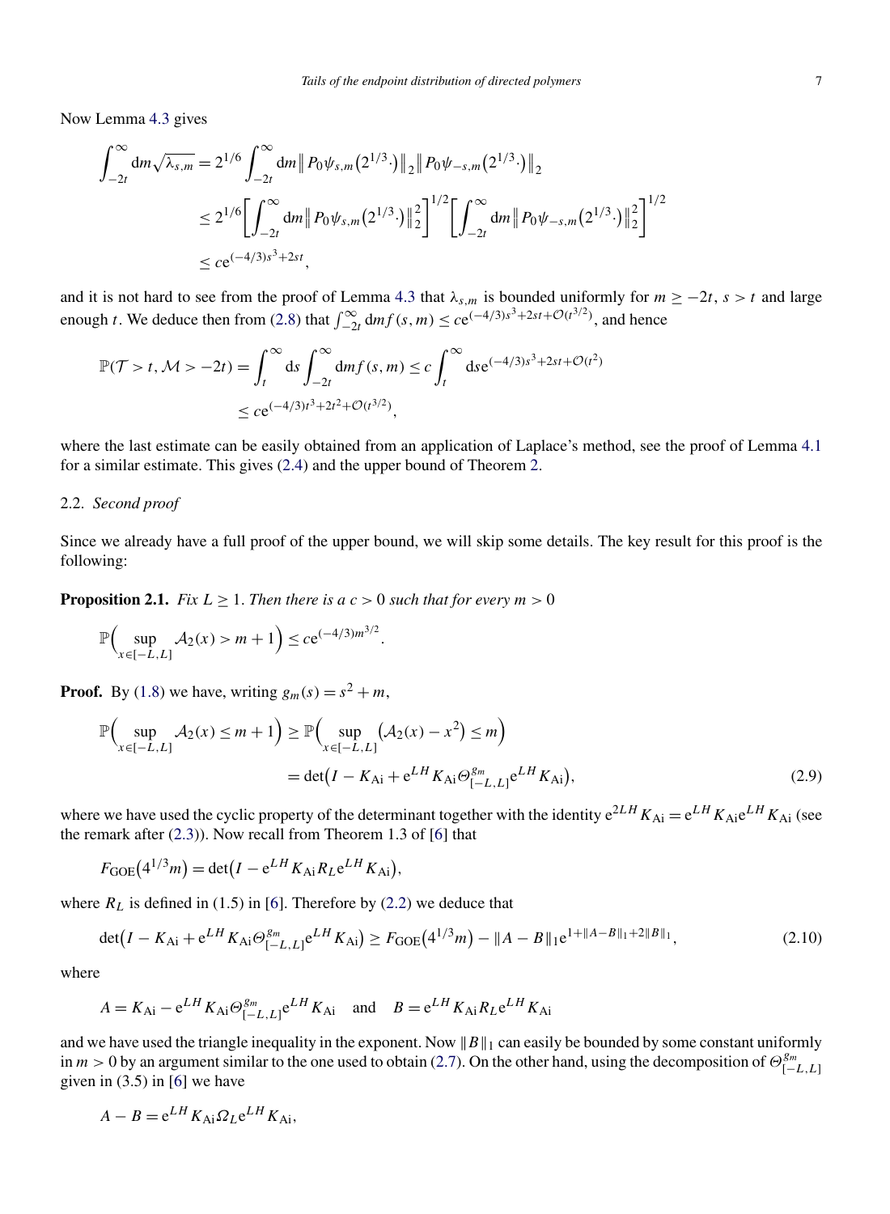Now Lemma 4.3 gives

$$
\begin{aligned}
\int_{-2t}^{\infty} \mathrm{d}m \sqrt{\lambda_{s,m}} &= 2^{1/6} \int_{-2t}^{\infty} \mathrm{d}m \big\| P_0 \psi_{s,m}\big(2^{1/3} \cdot\big)\big\|_2 \big\| P_0 \psi_{-s,m}\big(2^{1/3} \cdot\big)\big\|_2 \\
&\le 2^{1/6} \biggl[ \int_{-2t}^{\infty} \mathrm{d}m \big\| P_0 \psi_{s,m}\big(2^{1/3} \cdot\big)\big\|_2^2 \biggr]^{1/2} \biggl[ \int_{-2t}^{\infty} \mathrm{d}m \big\| P_0 \psi_{-s,m}\big(2^{1/3} \cdot\big)\big\|_2^2 \biggr]^{1/2} \\
&\le c \mathrm{e}^{(-4/3)s^3 + 2st},
\end{aligned}
$$

and it is not hard to see from the proof of Lemma 4.3 that $\lambda_{s,m}$ is bounded uniformly for $m \ge -2t$, $s > t$ and large enough $t$. We deduce then from (2.8) that $\int_{-2t}^{\infty} \mathrm{d}m f(s,m) \le c \mathrm{e}^{(-4/3)s^3 + 2st + \mathcal{O}(t^{3/2})}$, and hence

$$
\begin{aligned}
\mathbb{P}(\mathcal{T} > t, \mathcal{M} > -2t) &= \int_t^{\infty} \mathrm{d}s \int_{-2t}^{\infty} \mathrm{d}m f(s,m) \le c \int_t^{\infty} \mathrm{d}s \mathrm{e}^{(-4/3)s^3 + 2st + \mathcal{O}(t^2)} \\
&\le c \mathrm{e}^{(-4/3)t^3 + 2t^2 + \mathcal{O}(t^{3/2})},
\end{aligned}
$$

where the last estimate can be easily obtained from an application of Laplace's method, see the proof of Lemma 4.1 for a similar estimate. This gives (2.4) and the upper bound of Theorem 2.

## 2.2. *Second proof*

Since we already have a full proof of the upper bound, we will skip some details. The key result for this proof is the following:

**Proposition 2.1.** *Fix $L \ge 1$. Then there is a $c > 0$ such that for every $m > 0$*

$$
\mathbb{P}\Bigl( \sup_{x \in [-L,L]} \mathcal{A}_2(x) > m + 1 \Bigr) \le c \mathrm{e}^{(-4/3)m^{3/2}}.
$$

**Proof.** By (1.8) we have, writing $g_m(s) = s^2 + m$,

$$
\begin{aligned}
\mathbb{P}\Bigl( \sup_{x \in [-L,L]} \mathcal{A}_2(x) \le m + 1 \Bigr) &\ge \mathbb{P}\Bigl( \sup_{x \in [-L,L]} \bigl( \mathcal{A}_2(x) - x^2 \bigr) \le m \Bigr) \\
&= \det\bigl( I - K_{\mathrm{Ai}} + \mathrm{e}^{LH} K_{\mathrm{Ai}} \Theta_{[-L,L]}^{g_m} \mathrm{e}^{LH} K_{\mathrm{Ai}} \bigr),
\end{aligned}
\tag{2.9}
$$

where we have used the cyclic property of the determinant together with the identity $\mathrm{e}^{2LH} K_{\mathrm{Ai}} = \mathrm{e}^{LH} K_{\mathrm{Ai}} \mathrm{e}^{LH} K_{\mathrm{Ai}}$ (see the remark after (2.3)). Now recall from Theorem 1.3 of [6] that

$$
F_{\mathrm{GOE}}\bigl(4^{1/3} m\bigr) = \det\bigl( I - \mathrm{e}^{LH} K_{\mathrm{Ai}} R_L \mathrm{e}^{LH} K_{\mathrm{Ai}} \bigr),
$$

where $R_L$ is defined in (1.5) in [6]. Therefore by (2.2) we deduce that

$$
\det\bigl( I - K_{\mathrm{Ai}} + \mathrm{e}^{LH} K_{\mathrm{Ai}} \Theta_{[-L,L]}^{g_m} \mathrm{e}^{LH} K_{\mathrm{Ai}} \bigr) \ge F_{\mathrm{GOE}}\bigl(4^{1/3} m\bigr) - \|A - B\|_1 \mathrm{e}^{1 + \|A - B\|_1 + 2\|B\|_1},
\tag{2.10}
$$

where

$$
A = K_{\mathrm{Ai}} - \mathrm{e}^{LH} K_{\mathrm{Ai}} \Theta_{[-L,L]}^{g_m} \mathrm{e}^{LH} K_{\mathrm{Ai}} \quad \text{and} \quad B = \mathrm{e}^{LH} K_{\mathrm{Ai}} R_L \mathrm{e}^{LH} K_{\mathrm{Ai}}
$$

and we have used the triangle inequality in the exponent. Now $\|B\|_1$ can easily be bounded by some constant uniformly in $m > 0$ by an argument similar to the one used to obtain (2.7). On the other hand, using the decomposition of $\Theta_{[-L,L]}^{g_m}$ given in (3.5) in [6] we have

$$
A - B = \mathrm{e}^{LH} K_{\mathrm{Ai}} \Omega_L \mathrm{e}^{LH} K_{\mathrm{Ai}},
$$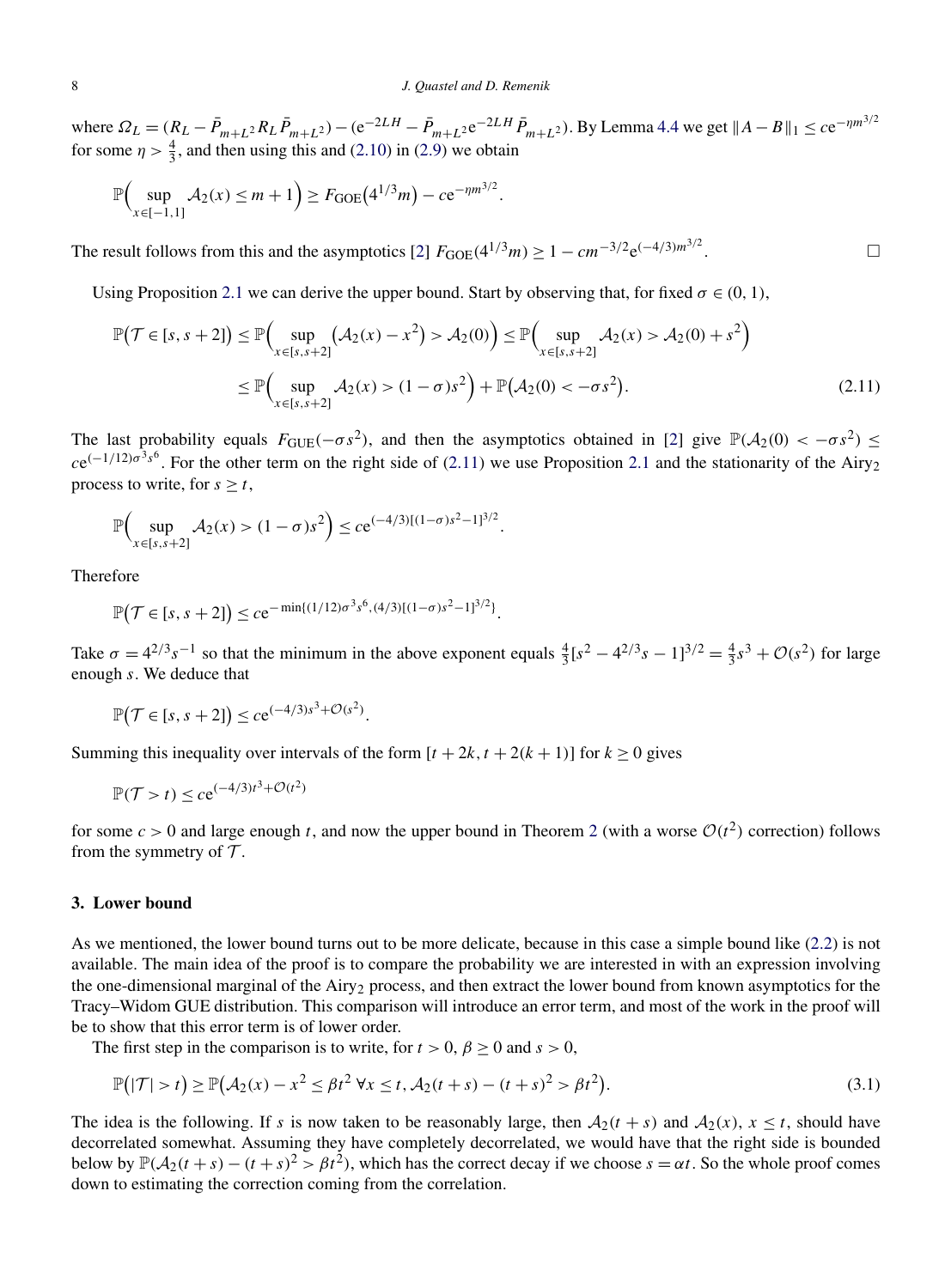where $\Omega_L = (R_L - \bar{P}_{m+L^2} R_L \bar{P}_{m+L^2}) - (\mathrm{e}^{-2LH} - \bar{P}_{m+L^2} \mathrm{e}^{-2LH} \bar{P}_{m+L^2})$. By Lemma 4.4 we get $\|A - B\|_1 \le c\mathrm{e}^{-\eta m^{3/2}}$ for some $\eta > \frac{4}{3}$, and then using this and (2.10) in (2.9) we obtain

$$\mathbb{P}\Big(\sup_{x\in[-1,1]} \mathcal{A}_2(x) \le m+1\Big) \ge F_{\mathrm{GOE}}\big(4^{1/3}m\big) - c\mathrm{e}^{-\eta m^{3/2}}.$$

The result follows from this and the asymptotics [2] $F_{\mathrm{GOE}}(4^{1/3}m) \ge 1 - cm^{-3/2}\mathrm{e}^{(-4/3)m^{3/2}}$. □

Using Proposition 2.1 we can derive the upper bound. Start by observing that, for fixed $\sigma \in (0,1)$,

$$\begin{aligned}
\mathbb{P}\big(\mathcal{T} \in [s, s+2]\big) &\le \mathbb{P}\Big(\sup_{x\in[s,s+2]} \big(\mathcal{A}_2(x) - x^2\big) > \mathcal{A}_2(0)\Big) \le \mathbb{P}\Big(\sup_{x\in[s,s+2]} \mathcal{A}_2(x) > \mathcal{A}_2(0) + s^2\Big) \\
&\le \mathbb{P}\Big(\sup_{x\in[s,s+2]} \mathcal{A}_2(x) > (1-\sigma)s^2\Big) + \mathbb{P}\big(\mathcal{A}_2(0) < -\sigma s^2\big).
\end{aligned} \tag{2.11}$$

The last probability equals $F_{\mathrm{GUE}}(-\sigma s^2)$, and then the asymptotics obtained in [2] give $\mathbb{P}(\mathcal{A}_2(0) < -\sigma s^2) \le c\mathrm{e}^{(-1/12)\sigma^3 s^6}$. For the other term on the right side of (2.11) we use Proposition 2.1 and the stationarity of the Airy$_2$ process to write, for $s \ge t$,

$$\mathbb{P}\Big(\sup_{x\in[s,s+2]} \mathcal{A}_2(x) > (1-\sigma)s^2\Big) \le c\mathrm{e}^{(-4/3)[(1-\sigma)s^2-1]^{3/2}}.$$

Therefore

$$\mathbb{P}\big(\mathcal{T} \in [s, s+2]\big) \le c\mathrm{e}^{-\min\{(1/12)\sigma^3 s^6, (4/3)[(1-\sigma)s^2-1]^{3/2}\}}.$$

Take $\sigma = 4^{2/3}s^{-1}$ so that the minimum in the above exponent equals $\frac{4}{3}[s^2 - 4^{2/3}s - 1]^{3/2} = \frac{4}{3}s^3 + \mathcal{O}(s^2)$ for large enough $s$. We deduce that

$$\mathbb{P}\big(\mathcal{T} \in [s, s+2]\big) \le c\mathrm{e}^{(-4/3)s^3 + \mathcal{O}(s^2)}.$$

Summing this inequality over intervals of the form $[t+2k, t+2(k+1)]$ for $k \ge 0$ gives

$$\mathbb{P}(\mathcal{T} > t) \le c\mathrm{e}^{(-4/3)t^3 + \mathcal{O}(t^2)}$$

for some $c > 0$ and large enough $t$, and now the upper bound in Theorem 2 (with a worse $\mathcal{O}(t^2)$ correction) follows from the symmetry of $\mathcal{T}$.

## 3. Lower bound

As we mentioned, the lower bound turns out to be more delicate, because in this case a simple bound like (2.2) is not available. The main idea of the proof is to compare the probability we are interested in with an expression involving the one-dimensional marginal of the Airy$_2$ process, and then extract the lower bound from known asymptotics for the Tracy–Widom GUE distribution. This comparison will introduce an error term, and most of the work in the proof will be to show that this error term is of lower order.

The first step in the comparison is to write, for $t > 0$, $\beta \ge 0$ and $s > 0$,

$$\mathbb{P}\big(|\mathcal{T}| > t\big) \ge \mathbb{P}\big(\mathcal{A}_2(x) - x^2 \le \beta t^2 \ \forall x \le t, \mathcal{A}_2(t+s) - (t+s)^2 > \beta t^2\big). \tag{3.1}$$

The idea is the following. If $s$ is now taken to be reasonably large, then $\mathcal{A}_2(t+s)$ and $\mathcal{A}_2(x)$, $x \le t$, should have decorrelated somewhat. Assuming they have completely decorrelated, we would have that the right side is bounded below by $\mathbb{P}(\mathcal{A}_2(t+s) - (t+s)^2 > \beta t^2)$, which has the correct decay if we choose $s = \alpha t$. So the whole proof comes down to estimating the correction coming from the correlation.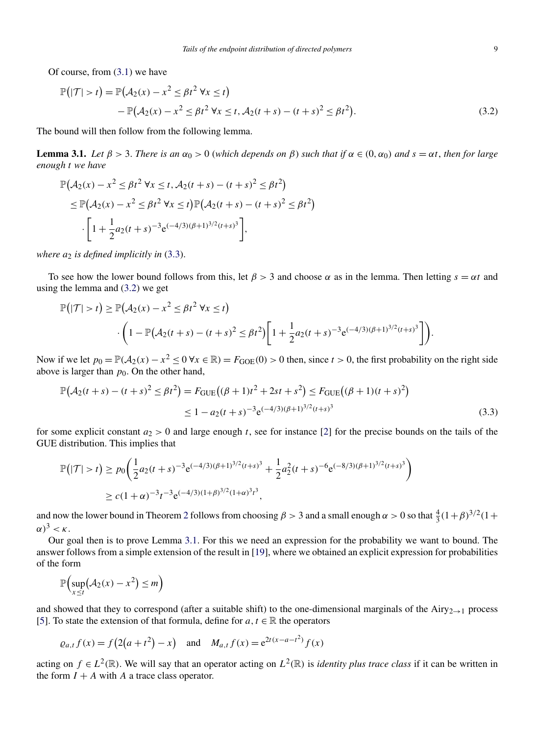Of course, from (3.1) we have

$$
\begin{aligned}
\mathbb{P}\big(|\mathcal{T}| > t\big) = {} & \mathbb{P}\big(\mathcal{A}_2(x) - x^2 \le \beta t^2 \ \forall x \le t\big) \\
& - \mathbb{P}\big(\mathcal{A}_2(x) - x^2 \le \beta t^2 \ \forall x \le t, \mathcal{A}_2(t+s) - (t+s)^2 \le \beta t^2\big).
\end{aligned} \tag{3.2}
$$

The bound will then follow from the following lemma.

**Lemma 3.1.** *Let $\beta > 3$. There is an $\alpha_0 > 0$ (which depends on $\beta$) such that if $\alpha \in (0, \alpha_0)$ and $s = \alpha t$, then for large enough $t$ we have*

$$
\begin{aligned}
& \mathbb{P}\big(\mathcal{A}_2(x) - x^2 \le \beta t^2 \ \forall x \le t, \mathcal{A}_2(t+s) - (t+s)^2 \le \beta t^2\big) \\
& \quad \le \mathbb{P}\big(\mathcal{A}_2(x) - x^2 \le \beta t^2 \ \forall x \le t\big)\mathbb{P}\big(\mathcal{A}_2(t+s) - (t+s)^2 \le \beta t^2\big) \\
& \quad \cdot \left[1 + \frac{1}{2} a_2 (t+s)^{-3} \mathrm{e}^{(-4/3)(\beta+1)^{3/2}(t+s)^3}\right],
\end{aligned}
$$

*where $a_2$ is defined implicitly in* (3.3).

To see how the lower bound follows from this, let $\beta > 3$ and choose $\alpha$ as in the lemma. Then letting $s = \alpha t$ and using the lemma and (3.2) we get

$$
\begin{aligned}
\mathbb{P}\big(|\mathcal{T}| > t\big) \ge {} & \mathbb{P}\big(\mathcal{A}_2(x) - x^2 \le \beta t^2 \ \forall x \le t\big) \\
& \cdot \left(1 - \mathbb{P}\big(\mathcal{A}_2(t+s) - (t+s)^2 \le \beta t^2\big)\left[1 + \frac{1}{2} a_2 (t+s)^{-3} \mathrm{e}^{(-4/3)(\beta+1)^{3/2}(t+s)^3}\right]\right).
\end{aligned}
$$

Now if we let $p_0 = \mathbb{P}(\mathcal{A}_2(x) - x^2 \le 0 \ \forall x \in \mathbb{R}) = F_{\mathrm{GOE}}(0) > 0$ then, since $t > 0$, the first probability on the right side above is larger than $p_0$. On the other hand,

$$
\begin{aligned}
\mathbb{P}\big(\mathcal{A}_2(t+s) - (t+s)^2 \le \beta t^2\big) & = F_{\mathrm{GUE}}\big((\beta+1)t^2 + 2st + s^2\big) \le F_{\mathrm{GUE}}\big((\beta+1)(t+s)^2\big) \\
& \le 1 - a_2 (t+s)^{-3} \mathrm{e}^{(-4/3)(\beta+1)^{3/2}(t+s)^3}
\end{aligned} \tag{3.3}
$$

for some explicit constant $a_2 > 0$ and large enough $t$, see for instance [2] for the precise bounds on the tails of the GUE distribution. This implies that

$$
\begin{aligned}
\mathbb{P}\big(|\mathcal{T}| > t\big) & \ge p_0 \left(\frac{1}{2} a_2 (t+s)^{-3} \mathrm{e}^{(-4/3)(\beta+1)^{3/2}(t+s)^3} + \frac{1}{2} a_2^2 (t+s)^{-6} \mathrm{e}^{(-8/3)(\beta+1)^{3/2}(t+s)^3}\right) \\
& \ge c(1+\alpha)^{-3} t^{-3} \mathrm{e}^{(-4/3)(1+\beta)^{3/2}(1+\alpha)^3 t^3},
\end{aligned}
$$

and now the lower bound in Theorem 2 follows from choosing $\beta > 3$ and a small enough $\alpha > 0$ so that $\frac{4}{3}(1+\beta)^{3/2}(1+\alpha)^3 < \kappa$.

Our goal then is to prove Lemma 3.1. For this we need an expression for the probability we want to bound. The answer follows from a simple extension of the result in [19], where we obtained an explicit expression for probabilities of the form

$$
\mathbb{P}\Big(\sup_{x \le t}\big(\mathcal{A}_2(x) - x^2\big) \le m\Big)
$$

and showed that they to correspond (after a suitable shift) to the one-dimensional marginals of the Airy$_{2\to 1}$ process [5]. To state the extension of that formula, define for $a, t \in \mathbb{R}$ the operators

$$
\varrho_{a,t} f(x) = f\big(2\big(a + t^2\big) - x\big) \quad \text{and} \quad M_{a,t} f(x) = \mathrm{e}^{2t(x - a - t^2)} f(x)
$$

acting on $f \in L^2(\mathbb{R})$. We will say that an operator acting on $L^2(\mathbb{R})$ is *identity plus trace class* if it can be written in the form $I + A$ with $A$ a trace class operator.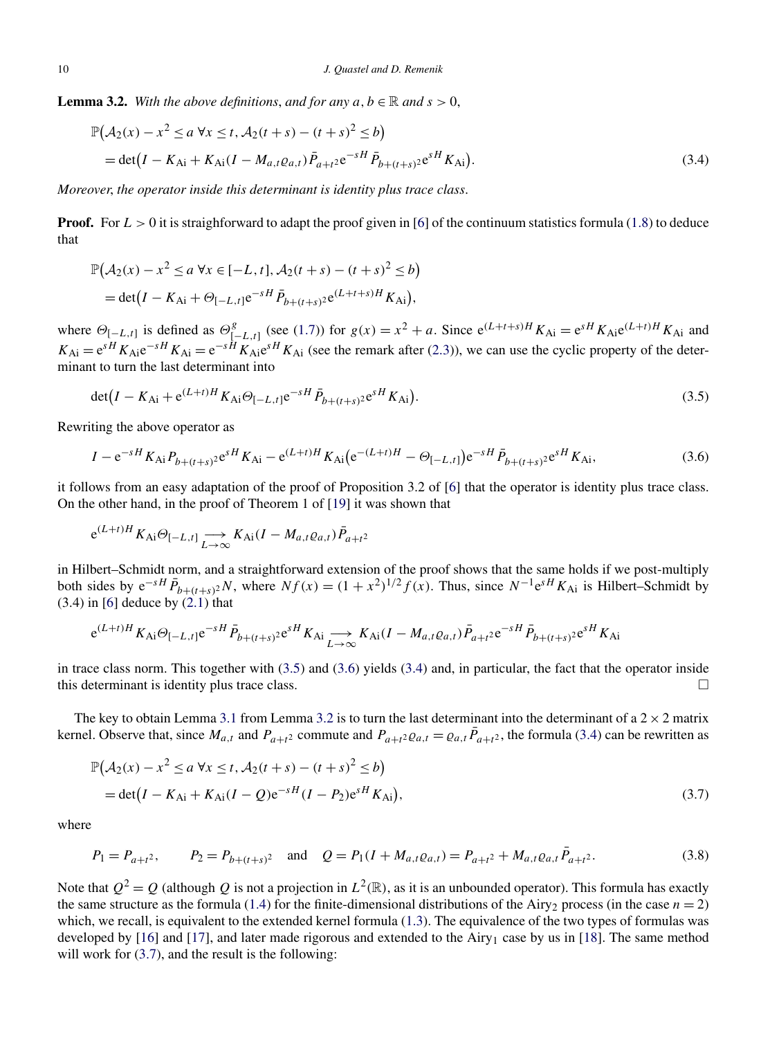**Lemma 3.2.** *With the above definitions, and for any $a, b \in \mathbb{R}$ and $s > 0$,*

$$\begin{aligned}
&\mathbb{P}\big(\mathcal{A}_2(x) - x^2 \le a \ \forall x \le t, \mathcal{A}_2(t+s) - (t+s)^2 \le b\big) \\
&\quad = \det\big(I - K_{\mathrm{Ai}} + K_{\mathrm{Ai}}(I - M_{a,t}\varrho_{a,t})\bar{P}_{a+t^2}\mathrm{e}^{-sH}\bar{P}_{b+(t+s)^2}\mathrm{e}^{sH}K_{\mathrm{Ai}}\big).
\end{aligned} \tag{3.4}$$

*Moreover, the operator inside this determinant is identity plus trace class.*

**Proof.** For $L > 0$ it is straighforward to adapt the proof given in [6] of the continuum statistics formula (1.8) to deduce that

$$\begin{aligned}
&\mathbb{P}\big(\mathcal{A}_2(x) - x^2 \le a \ \forall x \in [-L, t], \mathcal{A}_2(t+s) - (t+s)^2 \le b\big) \\
&\quad = \det\big(I - K_{\mathrm{Ai}} + \Theta_{[-L,t]}\mathrm{e}^{-sH}\bar{P}_{b+(t+s)^2}\mathrm{e}^{(L+t+s)H}K_{\mathrm{Ai}}\big),
\end{aligned}$$

where $\Theta_{[-L,t]}$ is defined as $\Theta^{g}_{[-L,t]}$ (see (1.7)) for $g(x) = x^2 + a$. Since $\mathrm{e}^{(L+t+s)H}K_{\mathrm{Ai}} = \mathrm{e}^{sH}K_{\mathrm{Ai}}\mathrm{e}^{(L+t)H}K_{\mathrm{Ai}}$ and $K_{\mathrm{Ai}} = \mathrm{e}^{sH}K_{\mathrm{Ai}}\mathrm{e}^{-sH}K_{\mathrm{Ai}} = \mathrm{e}^{-sH}K_{\mathrm{Ai}}\mathrm{e}^{sH}K_{\mathrm{Ai}}$ (see the remark after (2.3)), we can use the cyclic property of the determinant to turn the last determinant into

$$\det\big(I - K_{\mathrm{Ai}} + \mathrm{e}^{(L+t)H}K_{\mathrm{Ai}}\Theta_{[-L,t]}\mathrm{e}^{-sH}\bar{P}_{b+(t+s)^2}\mathrm{e}^{sH}K_{\mathrm{Ai}}\big). \tag{3.5}$$

Rewriting the above operator as

$$I - \mathrm{e}^{-sH}K_{\mathrm{Ai}}P_{b+(t+s)^2}\mathrm{e}^{sH}K_{\mathrm{Ai}} - \mathrm{e}^{(L+t)H}K_{\mathrm{Ai}}\big(\mathrm{e}^{-(L+t)H} - \Theta_{[-L,t]}\big)\mathrm{e}^{-sH}\bar{P}_{b+(t+s)^2}\mathrm{e}^{sH}K_{\mathrm{Ai}}, \tag{3.6}$$

it follows from an easy adaptation of the proof of Proposition 3.2 of [6] that the operator is identity plus trace class. On the other hand, in the proof of Theorem 1 of [19] it was shown that

$$\mathrm{e}^{(L+t)H}K_{\mathrm{Ai}}\Theta_{[-L,t]} \underset{L\to\infty}{\longrightarrow} K_{\mathrm{Ai}}(I - M_{a,t}\varrho_{a,t})\bar{P}_{a+t^2}$$

in Hilbert–Schmidt norm, and a straightforward extension of the proof shows that the same holds if we post-multiply both sides by $\mathrm{e}^{-sH}\bar{P}_{b+(t+s)^2}N$, where $Nf(x) = (1+x^2)^{1/2}f(x)$. Thus, since $N^{-1}\mathrm{e}^{sH}K_{\mathrm{Ai}}$ is Hilbert–Schmidt by (3.4) in [6] deduce by (2.1) that

$$\mathrm{e}^{(L+t)H}K_{\mathrm{Ai}}\Theta_{[-L,t]}\mathrm{e}^{-sH}\bar{P}_{b+(t+s)^2}\mathrm{e}^{sH}K_{\mathrm{Ai}} \underset{L\to\infty}{\longrightarrow} K_{\mathrm{Ai}}(I - M_{a,t}\varrho_{a,t})\bar{P}_{a+t^2}\mathrm{e}^{-sH}\bar{P}_{b+(t+s)^2}\mathrm{e}^{sH}K_{\mathrm{Ai}}$$

in trace class norm. This together with (3.5) and (3.6) yields (3.4) and, in particular, the fact that the operator inside this determinant is identity plus trace class. □

The key to obtain Lemma 3.1 from Lemma 3.2 is to turn the last determinant into the determinant of a $2\times 2$ matrix kernel. Observe that, since $M_{a,t}$ and $P_{a+t^2}$ commute and $P_{a+t^2}\varrho_{a,t} = \varrho_{a,t}\bar{P}_{a+t^2}$, the formula (3.4) can be rewritten as

$$\begin{aligned}
&\mathbb{P}\big(\mathcal{A}_2(x) - x^2 \le a \ \forall x \le t, \mathcal{A}_2(t+s) - (t+s)^2 \le b\big) \\
&\quad = \det\big(I - K_{\mathrm{Ai}} + K_{\mathrm{Ai}}(I - Q)\mathrm{e}^{-sH}(I - P_2)\mathrm{e}^{sH}K_{\mathrm{Ai}}\big),
\end{aligned} \tag{3.7}$$

where

$$P_1 = P_{a+t^2}, \qquad P_2 = P_{b+(t+s)^2} \quad \text{and} \quad Q = P_1(I + M_{a,t}\varrho_{a,t}) = P_{a+t^2} + M_{a,t}\varrho_{a,t}\bar{P}_{a+t^2}. \tag{3.8}$$

Note that $Q^2 = Q$ (although $Q$ is not a projection in $L^2(\mathbb{R})$, as it is an unbounded operator). This formula has exactly the same structure as the formula (1.4) for the finite-dimensional distributions of the Airy$_2$ process (in the case $n = 2$) which, we recall, is equivalent to the extended kernel formula (1.3). The equivalence of the two types of formulas was developed by [16] and [17], and later made rigorous and extended to the Airy$_1$ case by us in [18]. The same method will work for (3.7), and the result is the following: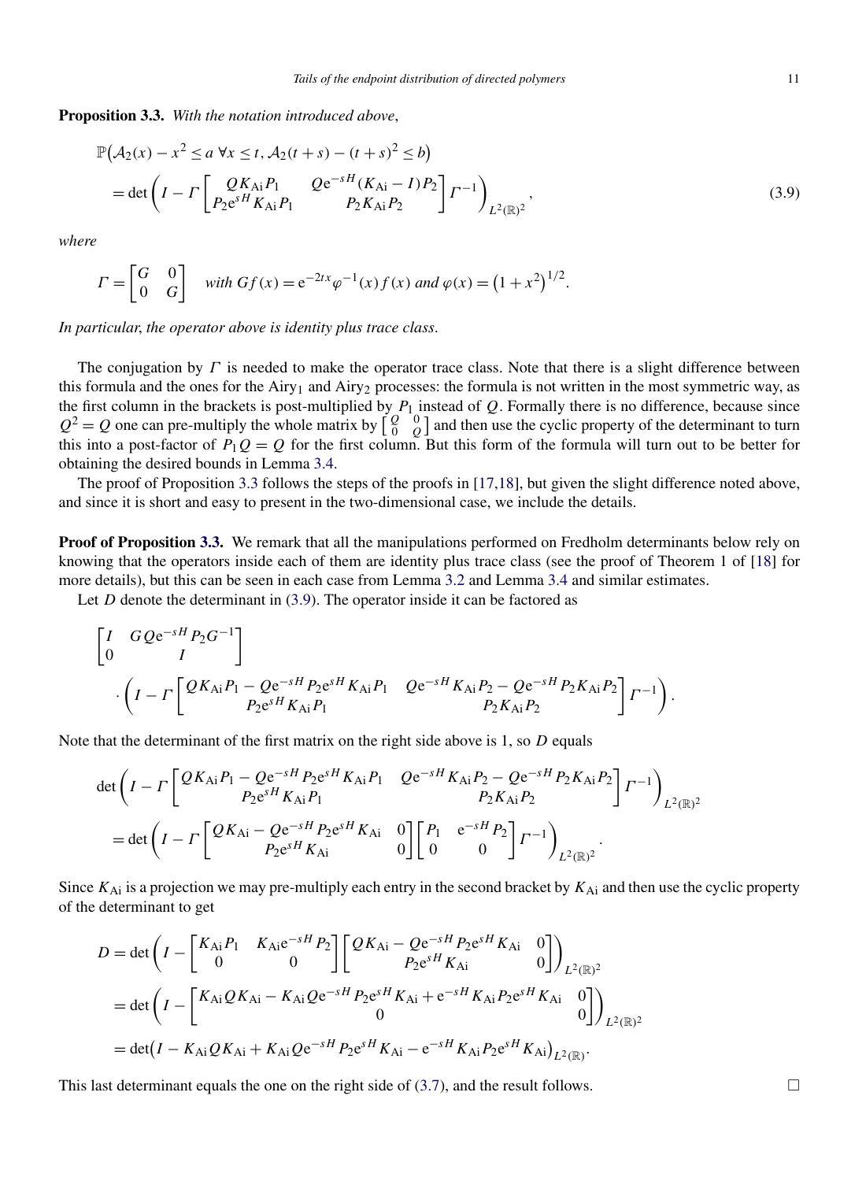**Proposition 3.3.** *With the notation introduced above*,

$$
\begin{aligned}
&\mathbb{P}\big(\mathcal{A}_2(x) - x^2 \le a \ \forall x \le t, \mathcal{A}_2(t+s) - (t+s)^2 \le b\big) \\
&\quad = \det\left(I - \Gamma \begin{bmatrix} QK_{\mathrm{Ai}}P_1 & Q\mathrm{e}^{-sH}(K_{\mathrm{Ai}} - I)P_2 \\ P_2\mathrm{e}^{sH}K_{\mathrm{Ai}}P_1 & P_2K_{\mathrm{Ai}}P_2 \end{bmatrix} \Gamma^{-1}\right)_{L^2(\mathbb{R})^2},
\end{aligned}
\tag{3.9}
$$

*where*

$$
\Gamma = \begin{bmatrix} G & 0 \\ 0 & G \end{bmatrix} \quad \textit{with } Gf(x) = \mathrm{e}^{-2tx}\varphi^{-1}(x)f(x) \textit{ and } \varphi(x) = \big(1+x^2\big)^{1/2}.
$$

*In particular*, *the operator above is identity plus trace class*.

The conjugation by $\Gamma$ is needed to make the operator trace class. Note that there is a slight difference between this formula and the ones for the Airy$_1$ and Airy$_2$ processes: the formula is not written in the most symmetric way, as the first column in the brackets is post-multiplied by $P_1$ instead of $Q$. Formally there is no difference, because since $Q^2 = Q$ one can pre-multiply the whole matrix by $\left[\begin{smallmatrix} Q & 0 \\ 0 & Q \end{smallmatrix}\right]$ and then use the cyclic property of the determinant to turn this into a post-factor of $P_1Q = Q$ for the first column. But this form of the formula will turn out to be better for obtaining the desired bounds in Lemma 3.4.

The proof of Proposition 3.3 follows the steps of the proofs in [17,18], but given the slight difference noted above, and since it is short and easy to present in the two-dimensional case, we include the details.

**Proof of Proposition 3.3.** We remark that all the manipulations performed on Fredholm determinants below rely on knowing that the operators inside each of them are identity plus trace class (see the proof of Theorem 1 of [18] for more details), but this can be seen in each case from Lemma 3.2 and Lemma 3.4 and similar estimates.

Let $D$ denote the determinant in (3.9). The operator inside it can be factored as

$$
\begin{aligned}
&\begin{bmatrix} I & GQ\mathrm{e}^{-sH}P_2G^{-1} \\ 0 & I \end{bmatrix} \\
&\quad \cdot \left(I - \Gamma \begin{bmatrix} QK_{\mathrm{Ai}}P_1 - Q\mathrm{e}^{-sH}P_2\mathrm{e}^{sH}K_{\mathrm{Ai}}P_1 & Q\mathrm{e}^{-sH}K_{\mathrm{Ai}}P_2 - Q\mathrm{e}^{-sH}P_2K_{\mathrm{Ai}}P_2 \\ P_2\mathrm{e}^{sH}K_{\mathrm{Ai}}P_1 & P_2K_{\mathrm{Ai}}P_2 \end{bmatrix} \Gamma^{-1}\right).
\end{aligned}
$$

Note that the determinant of the first matrix on the right side above is 1, so $D$ equals

$$
\begin{aligned}
&\det\left(I - \Gamma \begin{bmatrix} QK_{\mathrm{Ai}}P_1 - Q\mathrm{e}^{-sH}P_2\mathrm{e}^{sH}K_{\mathrm{Ai}}P_1 & Q\mathrm{e}^{-sH}K_{\mathrm{Ai}}P_2 - Q\mathrm{e}^{-sH}P_2K_{\mathrm{Ai}}P_2 \\ P_2\mathrm{e}^{sH}K_{\mathrm{Ai}}P_1 & P_2K_{\mathrm{Ai}}P_2 \end{bmatrix} \Gamma^{-1}\right)_{L^2(\mathbb{R})^2} \\
&\quad = \det\left(I - \Gamma \begin{bmatrix} QK_{\mathrm{Ai}} - Q\mathrm{e}^{-sH}P_2\mathrm{e}^{sH}K_{\mathrm{Ai}} & 0 \\ P_2\mathrm{e}^{sH}K_{\mathrm{Ai}} & 0 \end{bmatrix} \begin{bmatrix} P_1 & \mathrm{e}^{-sH}P_2 \\ 0 & 0 \end{bmatrix} \Gamma^{-1}\right)_{L^2(\mathbb{R})^2}.
\end{aligned}
$$

Since $K_{\mathrm{Ai}}$ is a projection we may pre-multiply each entry in the second bracket by $K_{\mathrm{Ai}}$ and then use the cyclic property of the determinant to get

$$
\begin{aligned}
D &= \det\left(I - \begin{bmatrix} K_{\mathrm{Ai}}P_1 & K_{\mathrm{Ai}}\mathrm{e}^{-sH}P_2 \\ 0 & 0 \end{bmatrix} \begin{bmatrix} QK_{\mathrm{Ai}} - Q\mathrm{e}^{-sH}P_2\mathrm{e}^{sH}K_{\mathrm{Ai}} & 0 \\ P_2\mathrm{e}^{sH}K_{\mathrm{Ai}} & 0 \end{bmatrix}\right)_{L^2(\mathbb{R})^2} \\
&= \det\left(I - \begin{bmatrix} K_{\mathrm{Ai}}QK_{\mathrm{Ai}} - K_{\mathrm{Ai}}Q\mathrm{e}^{-sH}P_2\mathrm{e}^{sH}K_{\mathrm{Ai}} + \mathrm{e}^{-sH}K_{\mathrm{Ai}}P_2\mathrm{e}^{sH}K_{\mathrm{Ai}} & 0 \\ 0 & 0 \end{bmatrix}\right)_{L^2(\mathbb{R})^2} \\
&= \det\big(I - K_{\mathrm{Ai}}QK_{\mathrm{Ai}} + K_{\mathrm{Ai}}Q\mathrm{e}^{-sH}P_2\mathrm{e}^{sH}K_{\mathrm{Ai}} - \mathrm{e}^{-sH}K_{\mathrm{Ai}}P_2\mathrm{e}^{sH}K_{\mathrm{Ai}}\big)_{L^2(\mathbb{R})}.
\end{aligned}
$$

This last determinant equals the one on the right side of (3.7), and the result follows. $\square$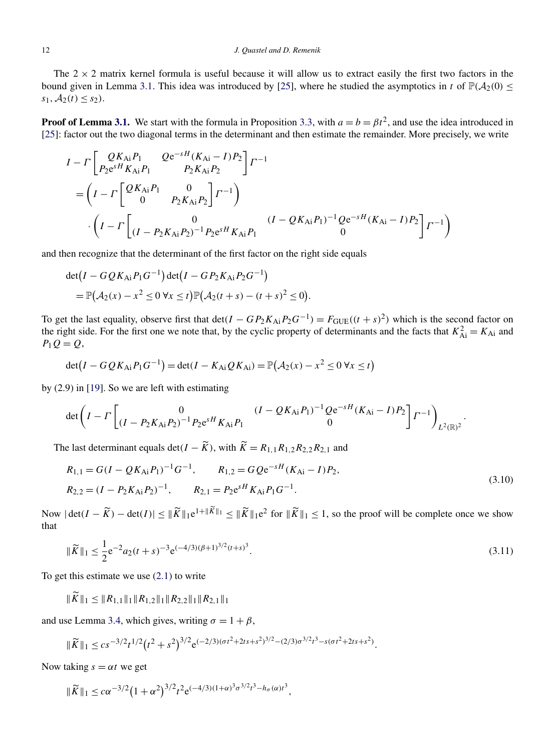The $2 \times 2$ matrix kernel formula is useful because it will allow us to extract easily the first two factors in the bound given in Lemma 3.1. This idea was introduced by [25], where he studied the asymptotics in $t$ of $\mathbb{P}(\mathcal{A}_2(0) \le s_1, \mathcal{A}_2(t) \le s_2)$.

**Proof of Lemma 3.1.** We start with the formula in Proposition 3.3, with $a = b = \beta t^2$, and use the idea introduced in [25]: factor out the two diagonal terms in the determinant and then estimate the remainder. More precisely, we write

$$
\begin{aligned}
I - \Gamma \begin{bmatrix} QK_{\mathrm{Ai}}P_1 & Q\mathrm{e}^{-sH}(K_{\mathrm{Ai}} - I)P_2 \\ P_2\mathrm{e}^{sH}K_{\mathrm{Ai}}P_1 & P_2K_{\mathrm{Ai}}P_2 \end{bmatrix} \Gamma^{-1}
&= \left( I - \Gamma \begin{bmatrix} QK_{\mathrm{Ai}}P_1 & 0 \\ 0 & P_2K_{\mathrm{Ai}}P_2 \end{bmatrix} \Gamma^{-1} \right) \\
&\quad \cdot \left( I - \Gamma \begin{bmatrix} 0 & (I - QK_{\mathrm{Ai}}P_1)^{-1}Q\mathrm{e}^{-sH}(K_{\mathrm{Ai}} - I)P_2 \\ (I - P_2K_{\mathrm{Ai}}P_2)^{-1}P_2\mathrm{e}^{sH}K_{\mathrm{Ai}}P_1 & 0 \end{bmatrix} \Gamma^{-1} \right)
\end{aligned}
$$

and then recognize that the determinant of the first factor on the right side equals

$$
\begin{aligned}
&\det\bigl(I - GQK_{\mathrm{Ai}}P_1G^{-1}\bigr)\det\bigl(I - GP_2K_{\mathrm{Ai}}P_2G^{-1}\bigr) \\
&\quad = \mathbb{P}\bigl(\mathcal{A}_2(x) - x^2 \le 0\ \forall x \le t\bigr)\mathbb{P}\bigl(\mathcal{A}_2(t+s) - (t+s)^2 \le 0\bigr).
\end{aligned}
$$

To get the last equality, observe first that $\det(I - GP_2K_{\mathrm{Ai}}P_2G^{-1}) = F_{\mathrm{GUE}}((t+s)^2)$ which is the second factor on the right side. For the first one we note that, by the cyclic property of determinants and the facts that $K_{\mathrm{Ai}}^2 = K_{\mathrm{Ai}}$ and $P_1Q = Q$,

$$
\det\bigl(I - GQK_{\mathrm{Ai}}P_1G^{-1}\bigr) = \det(I - K_{\mathrm{Ai}}QK_{\mathrm{Ai}}) = \mathbb{P}\bigl(\mathcal{A}_2(x) - x^2 \le 0\ \forall x \le t\bigr)
$$

by (2.9) in [19]. So we are left with estimating

$$
\det\left( I - \Gamma \begin{bmatrix} 0 & (I - QK_{\mathrm{Ai}}P_1)^{-1}Q\mathrm{e}^{-sH}(K_{\mathrm{Ai}} - I)P_2 \\ (I - P_2K_{\mathrm{Ai}}P_2)^{-1}P_2\mathrm{e}^{sH}K_{\mathrm{Ai}}P_1 & 0 \end{bmatrix} \Gamma^{-1} \right)_{L^2(\mathbb{R})^2}.
$$

The last determinant equals $\det(I - \widetilde{K})$, with $\widetilde{K} = R_{1,1}R_{1,2}R_{2,2}R_{2,1}$ and

$$
\begin{aligned}
R_{1,1} &= G(I - QK_{\mathrm{Ai}}P_1)^{-1}G^{-1}, \qquad R_{1,2} = GQ\mathrm{e}^{-sH}(K_{\mathrm{Ai}} - I)P_2, \\
R_{2,2} &= (I - P_2K_{\mathrm{Ai}}P_2)^{-1}, \qquad R_{2,1} = P_2\mathrm{e}^{sH}K_{\mathrm{Ai}}P_1G^{-1}.
\end{aligned}
\tag{3.10}
$$

Now $|\det(I - \widetilde{K}) - \det(I)| \le \|\widetilde{K}\|_1 \mathrm{e}^{1 + \|\widetilde{K}\|_1} \le \|\widetilde{K}\|_1 \mathrm{e}^2$ for $\|\widetilde{K}\|_1 \le 1$, so the proof will be complete once we show that

$$
\|\widetilde{K}\|_1 \le \frac{1}{2}\mathrm{e}^{-2}a_2(t+s)^{-3}\mathrm{e}^{(-4/3)(\beta+1)^{3/2}(t+s)^3}.
\tag{3.11}
$$

To get this estimate we use (2.1) to write

$$
\|\widetilde{K}\|_1 \le \|R_{1,1}\|_1\|R_{1,2}\|_1\|R_{2,2}\|_1\|R_{2,1}\|_1
$$

and use Lemma 3.4, which gives, writing $\sigma = 1 + \beta$,

$$
\|\widetilde{K}\|_1 \le cs^{-3/2}t^{1/2}\bigl(t^2 + s^2\bigr)^{3/2}\mathrm{e}^{(-2/3)(\sigma t^2 + 2ts + s^2)^{3/2} - (2/3)\sigma^{3/2}t^3 - s(\sigma t^2 + 2ts + s^2)}.
$$

Now taking $s = \alpha t$ we get

$$
\|\widetilde{K}\|_1 \le c\alpha^{-3/2}\bigl(1 + \alpha^2\bigr)^{3/2}t^2\mathrm{e}^{(-4/3)(1+\alpha)^3\sigma^{3/2}t^3 - h_\sigma(\alpha)t^3},
$$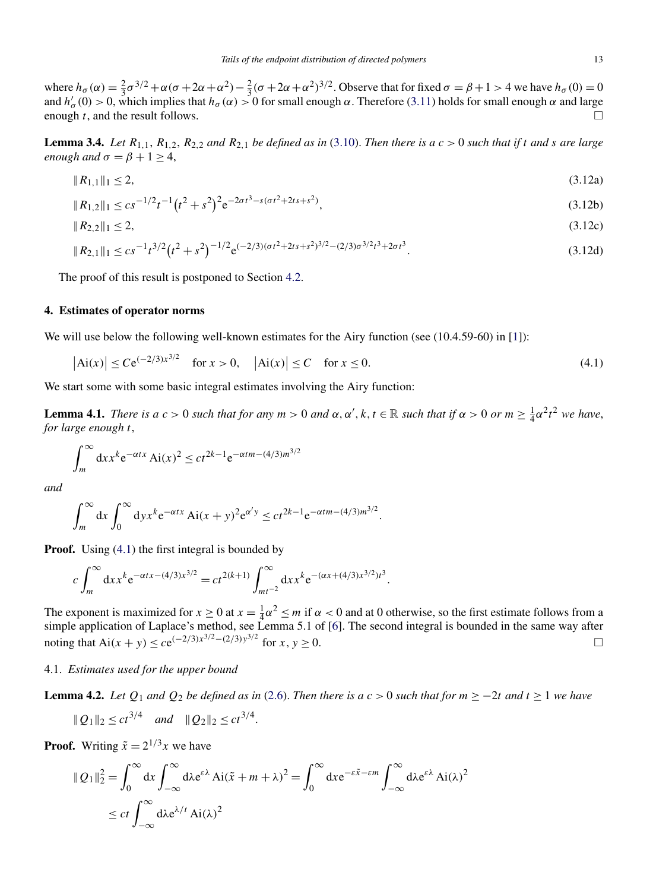where $h_\sigma(\alpha) = \frac{2}{3}\sigma^{3/2} + \alpha(\sigma + 2\alpha + \alpha^2) - \frac{2}{3}(\sigma + 2\alpha + \alpha^2)^{3/2}$. Observe that for fixed $\sigma = \beta + 1 > 4$ we have $h_\sigma(0) = 0$ and $h'_\sigma(0) > 0$, which implies that $h_\sigma(\alpha) > 0$ for small enough $\alpha$. Therefore (3.11) holds for small enough $\alpha$ and large enough $t$, and the result follows. □

**Lemma 3.4.** *Let $R_{1,1}$, $R_{1,2}$, $R_{2,2}$ and $R_{2,1}$ be defined as in* (3.10). *Then there is a $c > 0$ such that if $t$ and $s$ are large enough and $\sigma = \beta + 1 \geq 4$,*

$$\|R_{1,1}\|_1 \leq 2, \tag{3.12a}$$

$$\|R_{1,2}\|_1 \leq cs^{-1/2}t^{-1}\left(t^2 + s^2\right)^2 e^{-2\sigma t^3 - s(\sigma t^2 + 2ts + s^2)}, \tag{3.12b}$$

$$\|R_{2,2}\|_1 \leq 2, \tag{3.12c}$$

$$\|R_{2,1}\|_1 \leq cs^{-1}t^{3/2}\left(t^2 + s^2\right)^{-1/2} e^{(-2/3)(\sigma t^2 + 2ts + s^2)^{3/2} - (2/3)\sigma^{3/2}t^3 + 2\sigma t^3}. \tag{3.12d}$$

The proof of this result is postponed to Section 4.2.

## 4. Estimates of operator norms

We will use below the following well-known estimates for the Airy function (see (10.4.59-60) in [1]):

$$\left|\mathrm{Ai}(x)\right| \leq Ce^{(-2/3)x^{3/2}} \quad \text{for } x > 0, \qquad \left|\mathrm{Ai}(x)\right| \leq C \quad \text{for } x \leq 0. \tag{4.1}$$

We start some with some basic integral estimates involving the Airy function:

**Lemma 4.1.** *There is a $c > 0$ such that for any $m > 0$ and $\alpha, \alpha', k, t \in \mathbb{R}$ such that if $\alpha > 0$ or $m \geq \frac{1}{4}\alpha^2 t^2$ we have, for large enough $t$,*

$$\int_m^\infty dx\, x^k e^{-\alpha t x} \,\mathrm{Ai}(x)^2 \leq ct^{2k-1} e^{-\alpha t m - (4/3)m^{3/2}}$$

*and*

$$\int_m^\infty dx \int_0^\infty dy\, x^k e^{-\alpha t x} \,\mathrm{Ai}(x+y)^2 e^{\alpha' y} \leq ct^{2k-1} e^{-\alpha t m - (4/3)m^{3/2}}.$$

**Proof.** Using (4.1) the first integral is bounded by

$$c\int_m^\infty dx\, x^k e^{-\alpha t x - (4/3)x^{3/2}} = ct^{2(k+1)} \int_{mt^{-2}}^\infty dx\, x^k e^{-(\alpha x + (4/3)x^{3/2})t^3}.$$

The exponent is maximized for $x \geq 0$ at $x = \frac{1}{4}\alpha^2 \leq m$ if $\alpha < 0$ and at 0 otherwise, so the first estimate follows from a simple application of Laplace's method, see Lemma 5.1 of [6]. The second integral is bounded in the same way after noting that $\mathrm{Ai}(x+y) \leq ce^{(-2/3)x^{3/2} - (2/3)y^{3/2}}$ for $x, y \geq 0$. □

### 4.1. *Estimates used for the upper bound*

**Lemma 4.2.** *Let $Q_1$ and $Q_2$ be defined as in* (2.6). *Then there is a $c > 0$ such that for $m \geq -2t$ and $t \geq 1$ we have*

$$\|Q_1\|_2 \leq ct^{3/4} \quad \text{and} \quad \|Q_2\|_2 \leq ct^{3/4}.$$

**Proof.** Writing $\tilde{x} = 2^{1/3}x$ we have

$$\begin{aligned}
\|Q_1\|_2^2 &= \int_0^\infty dx \int_{-\infty}^\infty d\lambda\, e^{\varepsilon\lambda} \,\mathrm{Ai}(\tilde{x} + m + \lambda)^2 = \int_0^\infty dx\, e^{-\varepsilon\tilde{x} - \varepsilon m} \int_{-\infty}^\infty d\lambda\, e^{\varepsilon\lambda} \,\mathrm{Ai}(\lambda)^2 \\
&\leq ct \int_{-\infty}^\infty d\lambda\, e^{\lambda/t} \,\mathrm{Ai}(\lambda)^2
\end{aligned}$$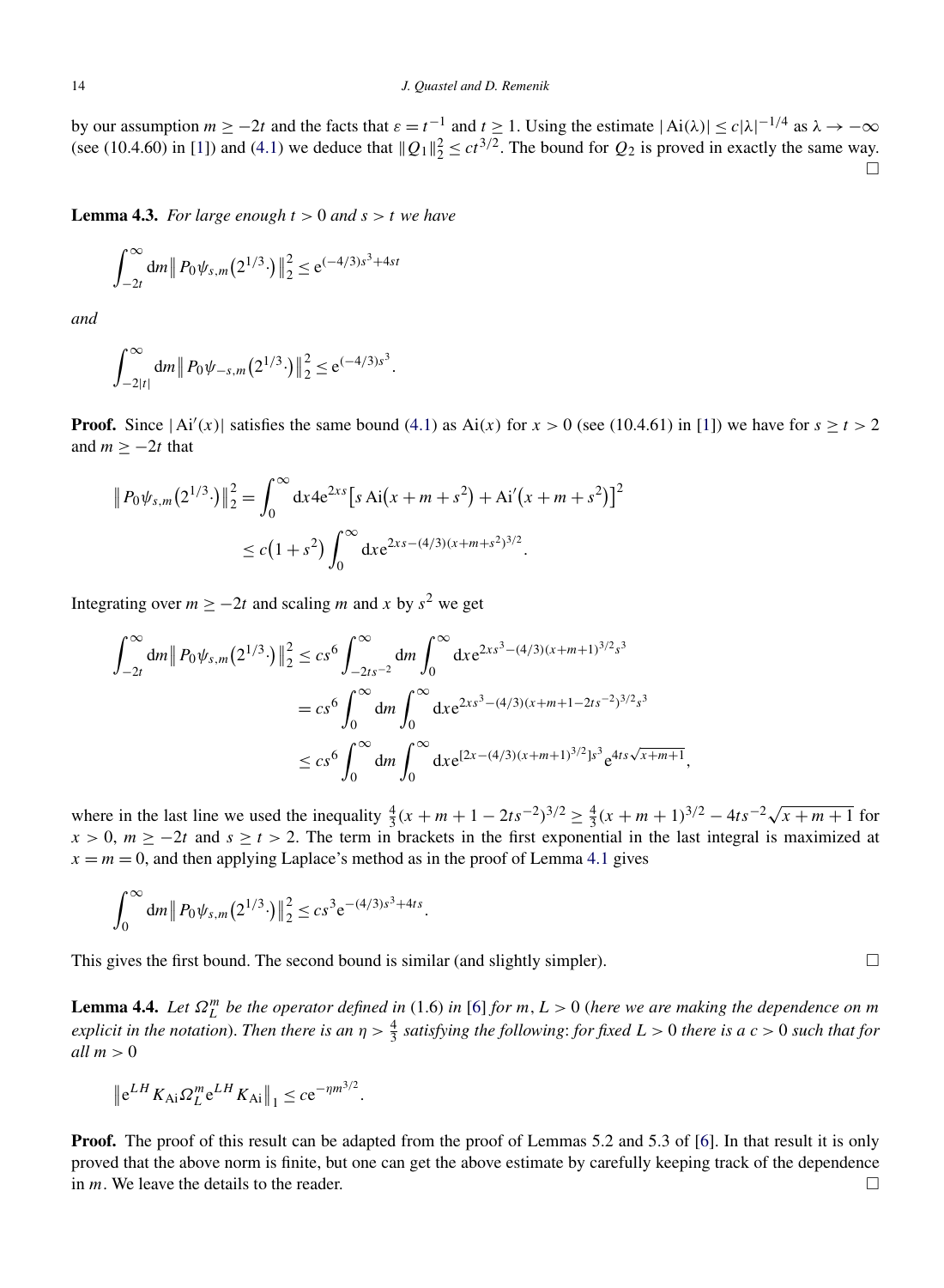by our assumption $m \geq -2t$ and the facts that $\varepsilon = t^{-1}$ and $t \geq 1$. Using the estimate $|\operatorname{Ai}(\lambda)| \leq c|\lambda|^{-1/4}$ as $\lambda \to -\infty$ (see (10.4.60) in [1]) and (4.1) we deduce that $\|Q_1\|_2^2 \leq ct^{3/2}$. The bound for $Q_2$ is proved in exactly the same way. $\square$

**Lemma 4.3.** *For large enough $t > 0$ and $s > t$ we have*

$$\int_{-2t}^{\infty} \mathrm{d}m \big\| P_0 \psi_{s,m}\big(2^{1/3}\cdot\big)\big\|_2^2 \leq \mathrm{e}^{(-4/3)s^3 + 4st}$$

*and*

$$\int_{-2|t|}^{\infty} \mathrm{d}m \big\| P_0 \psi_{-s,m}\big(2^{1/3}\cdot\big)\big\|_2^2 \leq \mathrm{e}^{(-4/3)s^3}.$$

**Proof.** Since $|\operatorname{Ai}'(x)|$ satisfies the same bound (4.1) as $\operatorname{Ai}(x)$ for $x > 0$ (see (10.4.61) in [1]) we have for $s \geq t > 2$ and $m \geq -2t$ that

$$\begin{aligned}
\big\| P_0 \psi_{s,m}\big(2^{1/3}\cdot\big)\big\|_2^2 &= \int_0^{\infty} \mathrm{d}x 4\mathrm{e}^{2xs}\big[s \operatorname{Ai}\big(x+m+s^2\big) + \operatorname{Ai}'\big(x+m+s^2\big)\big]^2 \\
&\leq c\big(1+s^2\big) \int_0^{\infty} \mathrm{d}x \mathrm{e}^{2xs-(4/3)(x+m+s^2)^{3/2}}.
\end{aligned}$$

Integrating over $m \geq -2t$ and scaling $m$ and $x$ by $s^2$ we get

$$\begin{aligned}
\int_{-2t}^{\infty} \mathrm{d}m \big\| P_0 \psi_{s,m}\big(2^{1/3}\cdot\big)\big\|_2^2 &\leq cs^6 \int_{-2ts^{-2}}^{\infty} \mathrm{d}m \int_0^{\infty} \mathrm{d}x \mathrm{e}^{2xs^3-(4/3)(x+m+1)^{3/2}s^3} \\
&= cs^6 \int_0^{\infty} \mathrm{d}m \int_0^{\infty} \mathrm{d}x \mathrm{e}^{2xs^3-(4/3)(x+m+1-2ts^{-2})^{3/2}s^3} \\
&\leq cs^6 \int_0^{\infty} \mathrm{d}m \int_0^{\infty} \mathrm{d}x \mathrm{e}^{[2x-(4/3)(x+m+1)^{3/2}]s^3} \mathrm{e}^{4ts\sqrt{x+m+1}},
\end{aligned}$$

where in the last line we used the inequality $\frac{4}{3}(x+m+1-2ts^{-2})^{3/2} \geq \frac{4}{3}(x+m+1)^{3/2} - 4ts^{-2}\sqrt{x+m+1}$ for $x > 0$, $m \geq -2t$ and $s \geq t > 2$. The term in brackets in the first exponential in the last integral is maximized at $x = m = 0$, and then applying Laplace's method as in the proof of Lemma 4.1 gives

$$\int_0^{\infty} \mathrm{d}m \big\| P_0 \psi_{s,m}\big(2^{1/3}\cdot\big)\big\|_2^2 \leq cs^3 \mathrm{e}^{-(4/3)s^3+4ts}.$$

This gives the first bound. The second bound is similar (and slightly simpler). $\square$

**Lemma 4.4.** *Let $\Omega_L^m$ be the operator defined in* (1.6) *in* [6] *for $m, L > 0$ (here we are making the dependence on $m$ explicit in the notation). Then there is an $\eta > \frac{4}{3}$ satisfying the following: for fixed $L > 0$ there is a $c > 0$ such that for all $m > 0$*

$$\big\| \mathrm{e}^{LH} K_{\mathrm{Ai}} \Omega_L^m \mathrm{e}^{LH} K_{\mathrm{Ai}} \big\|_1 \leq c\mathrm{e}^{-\eta m^{3/2}}.$$

**Proof.** The proof of this result can be adapted from the proof of Lemmas 5.2 and 5.3 of [6]. In that result it is only proved that the above norm is finite, but one can get the above estimate by carefully keeping track of the dependence in $m$. We leave the details to the reader. $\square$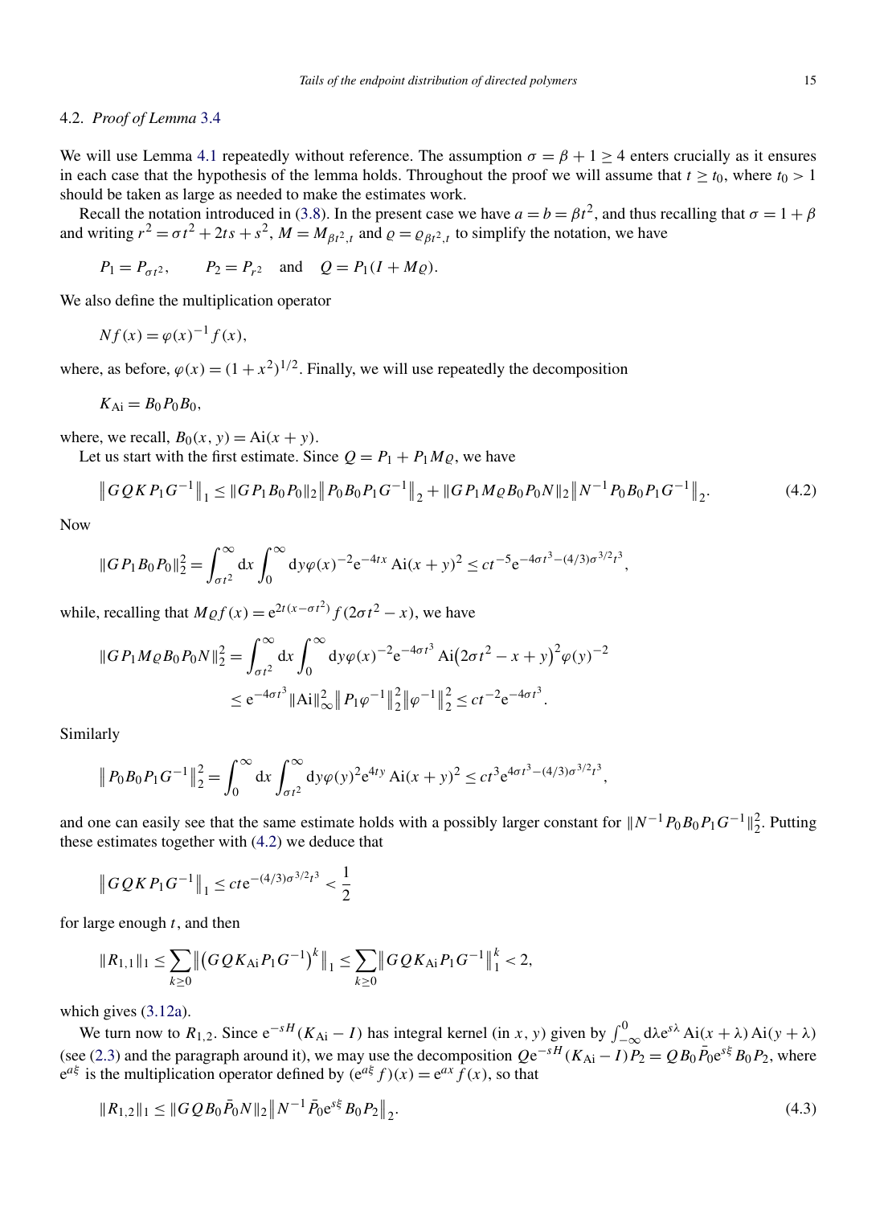## 4.2. *Proof of Lemma* 3.4

We will use Lemma 4.1 repeatedly without reference. The assumption $\sigma = \beta + 1 \geq 4$ enters crucially as it ensures in each case that the hypothesis of the lemma holds. Throughout the proof we will assume that $t \geq t_0$, where $t_0 > 1$ should be taken as large as needed to make the estimates work.

Recall the notation introduced in (3.8). In the present case we have $a = b = \beta t^2$, and thus recalling that $\sigma = 1 + \beta$ and writing $r^2 = \sigma t^2 + 2ts + s^2$, $M = M_{\beta t^2, t}$ and $\varrho = \varrho_{\beta t^2, t}$ to simplify the notation, we have

$$P_1 = P_{\sigma t^2}, \qquad P_2 = P_{r^2} \quad \text{and} \quad Q = P_1(I + M\varrho).$$

We also define the multiplication operator

$$Nf(x) = \varphi(x)^{-1} f(x),$$

where, as before, $\varphi(x) = (1 + x^2)^{1/2}$. Finally, we will use repeatedly the decomposition

$$K_{\mathrm{Ai}} = B_0 P_0 B_0,$$

where, we recall, $B_0(x, y) = \mathrm{Ai}(x + y)$.

Let us start with the first estimate. Since $Q = P_1 + P_1 M\varrho$, we have

$$\left\| GQKP_1G^{-1} \right\|_1 \leq \| GP_1B_0P_0 \|_2 \left\| P_0B_0P_1G^{-1} \right\|_2 + \| GP_1M\varrho B_0P_0N \|_2 \left\| N^{-1}P_0B_0P_1G^{-1} \right\|_2. \tag{4.2}$$

Now

$$\| GP_1B_0P_0 \|_2^2 = \int_{\sigma t^2}^{\infty} \mathrm{d}x \int_0^{\infty} \mathrm{d}y \varphi(x)^{-2} \mathrm{e}^{-4tx} \mathrm{Ai}(x + y)^2 \leq ct^{-5} \mathrm{e}^{-4\sigma t^3 - (4/3)\sigma^{3/2} t^3},$$

while, recalling that $M\varrho f(x) = \mathrm{e}^{2t(x - \sigma t^2)} f(2\sigma t^2 - x)$, we have

$$\begin{aligned}
\| GP_1M\varrho B_0P_0N \|_2^2 &= \int_{\sigma t^2}^{\infty} \mathrm{d}x \int_0^{\infty} \mathrm{d}y \varphi(x)^{-2} \mathrm{e}^{-4\sigma t^3} \mathrm{Ai}\bigl(2\sigma t^2 - x + y\bigr)^2 \varphi(y)^{-2} \\
&\leq \mathrm{e}^{-4\sigma t^3} \| \mathrm{Ai} \|_\infty^2 \left\| P_1 \varphi^{-1} \right\|_2^2 \left\| \varphi^{-1} \right\|_2^2 \leq ct^{-2} \mathrm{e}^{-4\sigma t^3}.
\end{aligned}$$

Similarly

$$\left\| P_0B_0P_1G^{-1} \right\|_2^2 = \int_0^{\infty} \mathrm{d}x \int_{\sigma t^2}^{\infty} \mathrm{d}y \varphi(y)^2 \mathrm{e}^{4ty} \mathrm{Ai}(x + y)^2 \leq ct^3 \mathrm{e}^{4\sigma t^3 - (4/3)\sigma^{3/2} t^3},$$

and one can easily see that the same estimate holds with a possibly larger constant for $\| N^{-1}P_0B_0P_1G^{-1} \|_2^2$. Putting these estimates together with (4.2) we deduce that

$$\left\| GQKP_1G^{-1} \right\|_1 \leq ct \mathrm{e}^{-(4/3)\sigma^{3/2} t^3} < \frac{1}{2}$$

for large enough $t$, and then

$$\| R_{1,1} \|_1 \leq \sum_{k \geq 0} \left\| \bigl( GQK_{\mathrm{Ai}}P_1G^{-1} \bigr)^k \right\|_1 \leq \sum_{k \geq 0} \left\| GQK_{\mathrm{Ai}}P_1G^{-1} \right\|_1^k < 2,$$

which gives (3.12a).

We turn now to $R_{1,2}$. Since $\mathrm{e}^{-sH}(K_{\mathrm{Ai}} - I)$ has integral kernel (in $x, y$) given by $\int_{-\infty}^0 \mathrm{d}\lambda \mathrm{e}^{s\lambda} \mathrm{Ai}(x + \lambda) \mathrm{Ai}(y + \lambda)$ (see (2.3) and the paragraph around it), we may use the decomposition $Q\mathrm{e}^{-sH}(K_{\mathrm{Ai}} - I)P_2 = QB_0\bar{P}_0\mathrm{e}^{s\xi}B_0P_2$, where $\mathrm{e}^{a\xi}$ is the multiplication operator defined by $(\mathrm{e}^{a\xi} f)(x) = \mathrm{e}^{ax} f(x)$, so that

$$\| R_{1,2} \|_1 \leq \| GQB_0\bar{P}_0N \|_2 \left\| N^{-1}\bar{P}_0\mathrm{e}^{s\xi}B_0P_2 \right\|_2. \tag{4.3}$$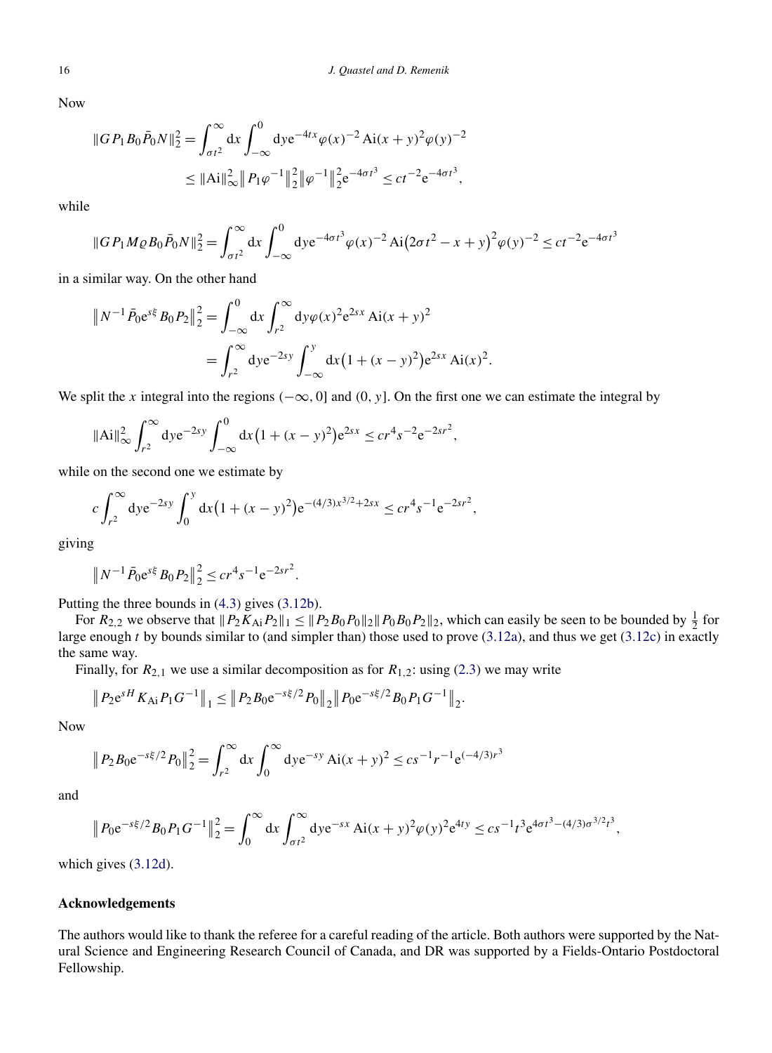Now

$$\|GP_1B_0\bar{P}_0N\|_2^2 = \int_{\sigma t^2}^{\infty} \mathrm{d}x \int_{-\infty}^{0} \mathrm{d}y \mathrm{e}^{-4tx} \varphi(x)^{-2} \operatorname{Ai}(x+y)^2 \varphi(y)^{-2}$$
$$\leq \|\operatorname{Ai}\|_\infty^2 \left\| P_1\varphi^{-1}\right\|_2^2 \left\|\varphi^{-1}\right\|_2^2 \mathrm{e}^{-4\sigma t^3} \leq ct^{-2}\mathrm{e}^{-4\sigma t^3},$$

while

$$\|GP_1M\varrho B_0\bar{P}_0N\|_2^2 = \int_{\sigma t^2}^{\infty} \mathrm{d}x \int_{-\infty}^{0} \mathrm{d}y \mathrm{e}^{-4\sigma t^3} \varphi(x)^{-2} \operatorname{Ai}\bigl(2\sigma t^2 - x + y\bigr)^2 \varphi(y)^{-2} \leq ct^{-2}\mathrm{e}^{-4\sigma t^3}$$

in a similar way. On the other hand

$$\left\| N^{-1}\bar{P}_0 \mathrm{e}^{s\xi} B_0 P_2\right\|_2^2 = \int_{-\infty}^{0} \mathrm{d}x \int_{r^2}^{\infty} \mathrm{d}y \varphi(x)^2 \mathrm{e}^{2sx} \operatorname{Ai}(x+y)^2$$
$$= \int_{r^2}^{\infty} \mathrm{d}y \mathrm{e}^{-2sy} \int_{-\infty}^{y} \mathrm{d}x \bigl(1+(x-y)^2\bigr) \mathrm{e}^{2sx} \operatorname{Ai}(x)^2.$$

We split the $x$ integral into the regions $(-\infty, 0]$ and $(0, y]$. On the first one we can estimate the integral by

$$\|\operatorname{Ai}\|_\infty^2 \int_{r^2}^{\infty} \mathrm{d}y \mathrm{e}^{-2sy} \int_{-\infty}^{0} \mathrm{d}x \bigl(1+(x-y)^2\bigr) \mathrm{e}^{2sx} \leq cr^4 s^{-2} \mathrm{e}^{-2sr^2},$$

while on the second one we estimate by

$$c\int_{r^2}^{\infty} \mathrm{d}y \mathrm{e}^{-2sy} \int_{0}^{y} \mathrm{d}x \bigl(1+(x-y)^2\bigr) \mathrm{e}^{-(4/3)x^{3/2}+2sx} \leq cr^4 s^{-1} \mathrm{e}^{-2sr^2},$$

giving

$$\left\| N^{-1}\bar{P}_0 \mathrm{e}^{s\xi} B_0 P_2\right\|_2^2 \leq cr^4 s^{-1} \mathrm{e}^{-2sr^2}.$$

Putting the three bounds in (4.3) gives (3.12b).

For $R_{2,2}$ we observe that $\|P_2K_{\mathrm{Ai}}P_2\|_1 \leq \|P_2B_0P_0\|_2 \|P_0B_0P_2\|_2$, which can easily be seen to be bounded by $\frac{1}{2}$ for large enough $t$ by bounds similar to (and simpler than) those used to prove (3.12a), and thus we get (3.12c) in exactly the same way.

Finally, for $R_{2,1}$ we use a similar decomposition as for $R_{1,2}$: using (2.3) we may write

$$\left\| P_2 \mathrm{e}^{sH} K_{\mathrm{Ai}} P_1 G^{-1}\right\|_1 \leq \left\| P_2 B_0 \mathrm{e}^{-s\xi/2} P_0\right\|_2 \left\| P_0 \mathrm{e}^{-s\xi/2} B_0 P_1 G^{-1}\right\|_2.$$

Now

$$\left\| P_2 B_0 \mathrm{e}^{-s\xi/2} P_0\right\|_2^2 = \int_{r^2}^{\infty} \mathrm{d}x \int_{0}^{\infty} \mathrm{d}y \mathrm{e}^{-sy} \operatorname{Ai}(x+y)^2 \leq cs^{-1} r^{-1} \mathrm{e}^{(-4/3)r^3}$$

and

$$\left\| P_0 \mathrm{e}^{-s\xi/2} B_0 P_1 G^{-1}\right\|_2^2 = \int_{0}^{\infty} \mathrm{d}x \int_{\sigma t^2}^{\infty} \mathrm{d}y \mathrm{e}^{-sx} \operatorname{Ai}(x+y)^2 \varphi(y)^2 \mathrm{e}^{4ty} \leq cs^{-1} t^3 \mathrm{e}^{4\sigma t^3 - (4/3)\sigma^{3/2} t^3},$$

which gives (3.12d).

## Acknowledgements

The authors would like to thank the referee for a careful reading of the article. Both authors were supported by the Natural Science and Engineering Research Council of Canada, and DR was supported by a Fields-Ontario Postdoctoral Fellowship.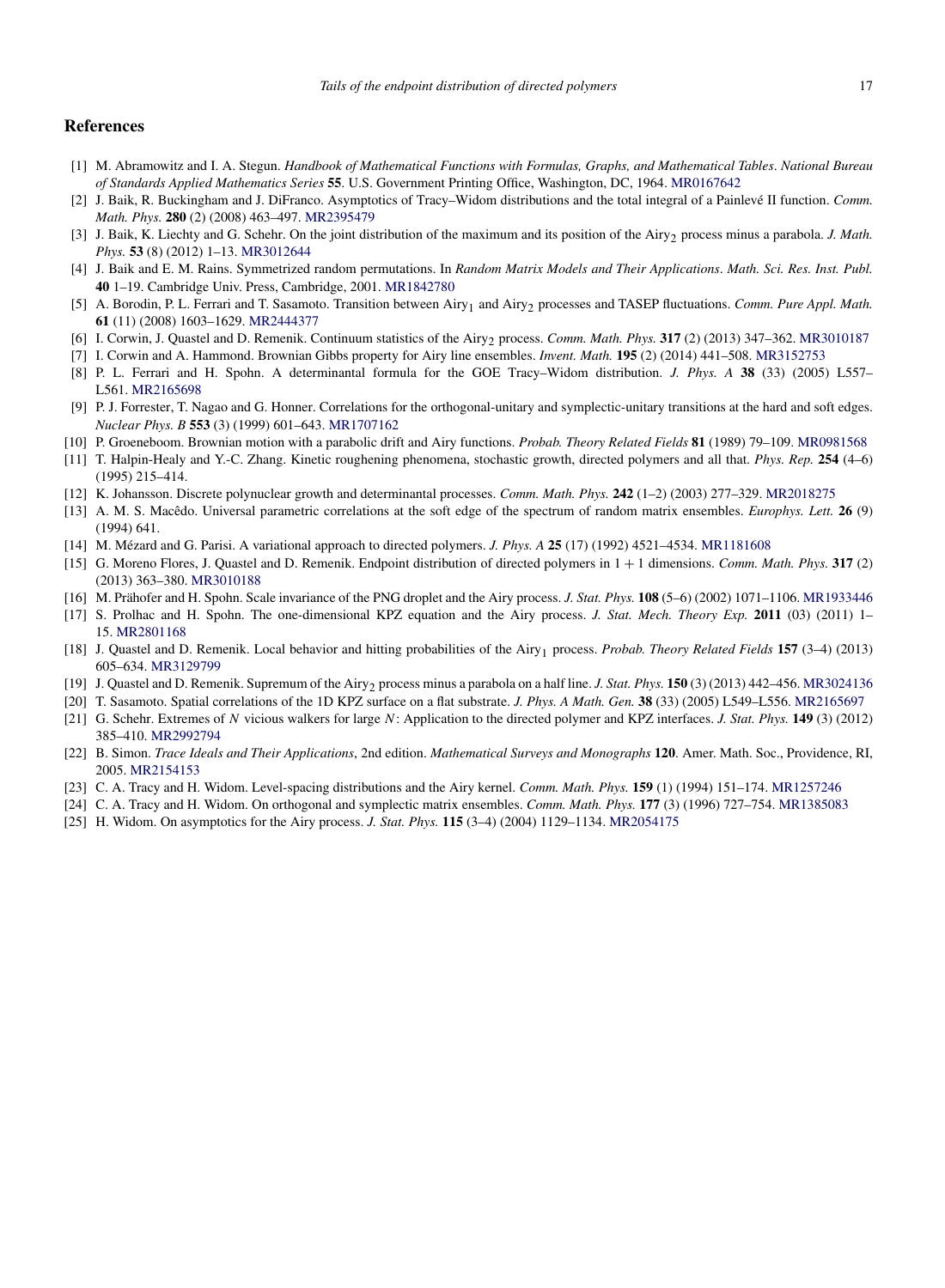## References

[1] M. Abramowitz and I. A. Stegun. *Handbook of Mathematical Functions with Formulas, Graphs, and Mathematical Tables*. *National Bureau of Standards Applied Mathematics Series* **55**. U.S. Government Printing Office, Washington, DC, 1964. MR0167642

[2] J. Baik, R. Buckingham and J. DiFranco. Asymptotics of Tracy–Widom distributions and the total integral of a Painlevé II function. *Comm. Math. Phys.* **280** (2) (2008) 463–497. MR2395479

[3] J. Baik, K. Liechty and G. Schehr. On the joint distribution of the maximum and its position of the Airy$_2$ process minus a parabola. *J. Math. Phys.* **53** (8) (2012) 1–13. MR3012644

[4] J. Baik and E. M. Rains. Symmetrized random permutations. In *Random Matrix Models and Their Applications*. *Math. Sci. Res. Inst. Publ.* **40** 1–19. Cambridge Univ. Press, Cambridge, 2001. MR1842780

[5] A. Borodin, P. L. Ferrari and T. Sasamoto. Transition between Airy$_1$ and Airy$_2$ processes and TASEP fluctuations. *Comm. Pure Appl. Math.* **61** (11) (2008) 1603–1629. MR2444377

[6] I. Corwin, J. Quastel and D. Remenik. Continuum statistics of the Airy$_2$ process. *Comm. Math. Phys.* **317** (2) (2013) 347–362. MR3010187

[7] I. Corwin and A. Hammond. Brownian Gibbs property for Airy line ensembles. *Invent. Math.* **195** (2) (2014) 441–508. MR3152753

[8] P. L. Ferrari and H. Spohn. A determinantal formula for the GOE Tracy–Widom distribution. *J. Phys. A* **38** (33) (2005) L557–L561. MR2165698

[9] P. J. Forrester, T. Nagao and G. Honner. Correlations for the orthogonal-unitary and symplectic-unitary transitions at the hard and soft edges. *Nuclear Phys. B* **553** (3) (1999) 601–643. MR1707162

[10] P. Groeneboom. Brownian motion with a parabolic drift and Airy functions. *Probab. Theory Related Fields* **81** (1989) 79–109. MR0981568

[11] T. Halpin-Healy and Y.-C. Zhang. Kinetic roughening phenomena, stochastic growth, directed polymers and all that. *Phys. Rep.* **254** (4–6) (1995) 215–414.

[12] K. Johansson. Discrete polynuclear growth and determinantal processes. *Comm. Math. Phys.* **242** (1–2) (2003) 277–329. MR2018275

[13] A. M. S. Macêdo. Universal parametric correlations at the soft edge of the spectrum of random matrix ensembles. *Europhys. Lett.* **26** (9) (1994) 641.

[14] M. Mézard and G. Parisi. A variational approach to directed polymers. *J. Phys. A* **25** (17) (1992) 4521–4534. MR1181608

[15] G. Moreno Flores, J. Quastel and D. Remenik. Endpoint distribution of directed polymers in $1+1$ dimensions. *Comm. Math. Phys.* **317** (2) (2013) 363–380. MR3010188

[16] M. Prähofer and H. Spohn. Scale invariance of the PNG droplet and the Airy process. *J. Stat. Phys.* **108** (5–6) (2002) 1071–1106. MR1933446

[17] S. Prolhac and H. Spohn. The one-dimensional KPZ equation and the Airy process. *J. Stat. Mech. Theory Exp.* **2011** (03) (2011) 1–15. MR2801168

[18] J. Quastel and D. Remenik. Local behavior and hitting probabilities of the Airy$_1$ process. *Probab. Theory Related Fields* **157** (3–4) (2013) 605–634. MR3129799

[19] J. Quastel and D. Remenik. Supremum of the Airy$_2$ process minus a parabola on a half line. *J. Stat. Phys.* **150** (3) (2013) 442–456. MR3024136

[20] T. Sasamoto. Spatial correlations of the 1D KPZ surface on a flat substrate. *J. Phys. A Math. Gen.* **38** (33) (2005) L549–L556. MR2165697

[21] G. Schehr. Extremes of $N$ vicious walkers for large $N$: Application to the directed polymer and KPZ interfaces. *J. Stat. Phys.* **149** (3) (2012) 385–410. MR2992794

[22] B. Simon. *Trace Ideals and Their Applications*, 2nd edition. *Mathematical Surveys and Monographs* **120**. Amer. Math. Soc., Providence, RI, 2005. MR2154153

[23] C. A. Tracy and H. Widom. Level-spacing distributions and the Airy kernel. *Comm. Math. Phys.* **159** (1) (1994) 151–174. MR1257246

[24] C. A. Tracy and H. Widom. On orthogonal and symplectic matrix ensembles. *Comm. Math. Phys.* **177** (3) (1996) 727–754. MR1385083

[25] H. Widom. On asymptotics for the Airy process. *J. Stat. Phys.* **115** (3–4) (2004) 1129–1134. MR2054175